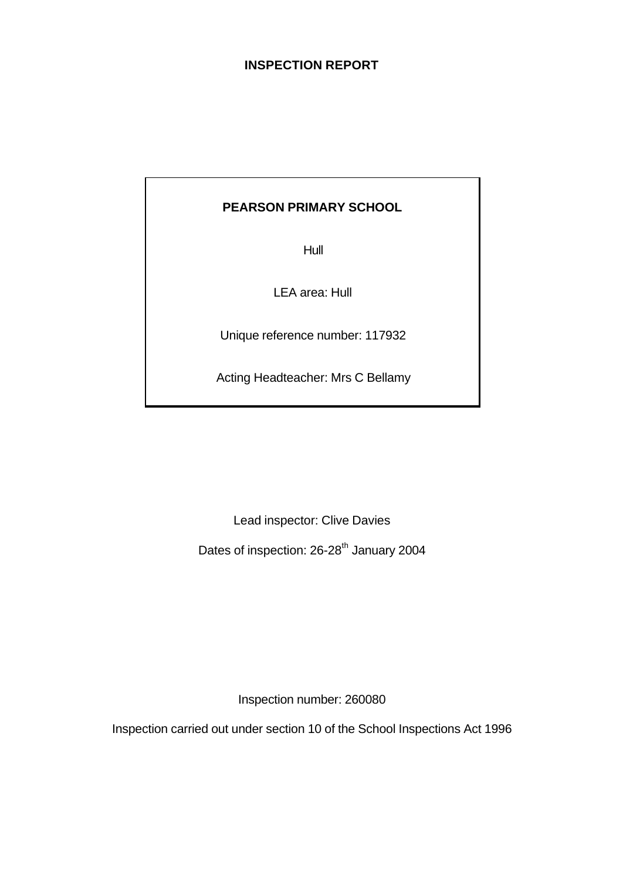# INSPECTION REPORT

**PEARSON PRIMARY SCHOOL**

Hull

LEA area: Hull

Unique reference number: 117932

Acting Headteacher: Mrs C Bellamy

Lead inspector: Clive Davies

Dates of inspection: 26-28th January 2004

Inspection number: 260080

Inspection carried out under section 10 of the School Inspections Act 1996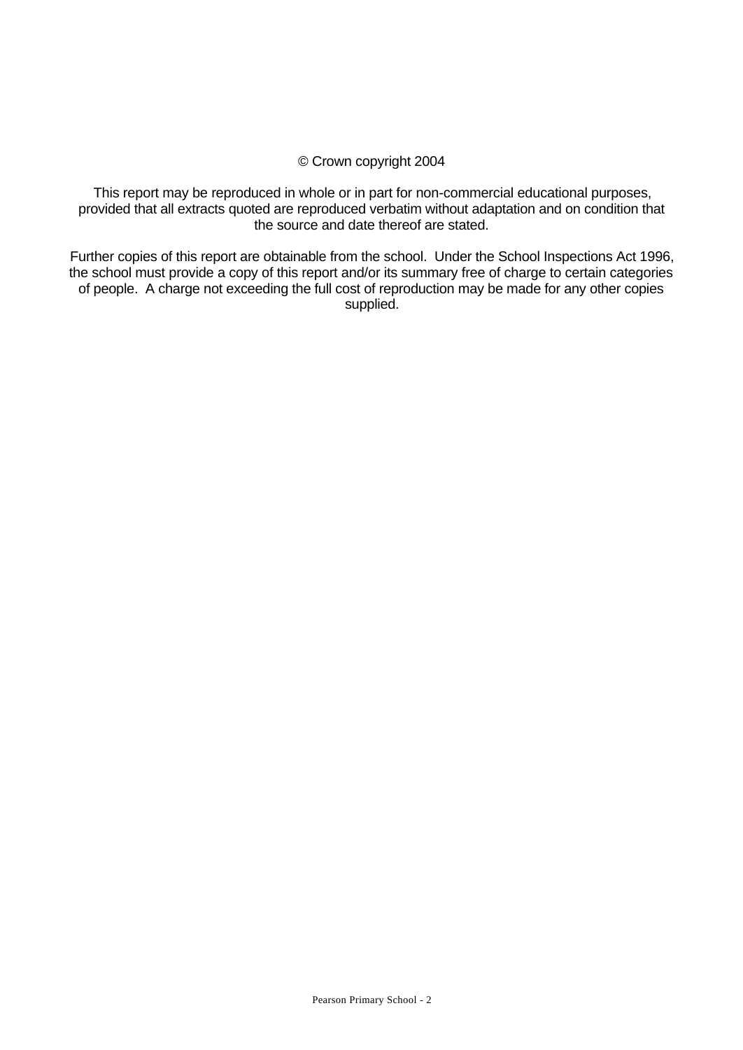© Crown copyright 2004

This report may be reproduced in whole or in part for non-commercial educational purposes, provided that all extracts quoted are reproduced verbatim without adaptation and on condition that the source and date thereof are stated.

Further copies of this report are obtainable from the school. Under the School Inspections Act 1996, the school must provide a copy of this report and/or its summary free of charge to certain categories of people. A charge not exceeding the full cost of reproduction may be made for any other copies supplied.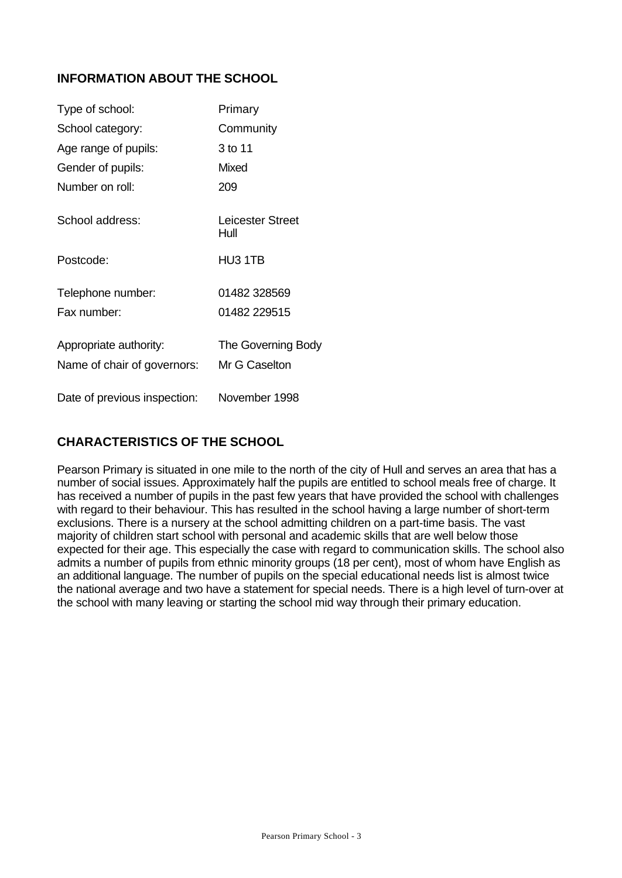## INFORMATION ABOUT THE SCHOOL

| | |
|---|---|
| Type of school: | Primary |
| School category: | Community |
| Age range of pupils: | 3 to 11 |
| Gender of pupils: | Mixed |
| Number on roll: | 209 |
| School address: | Leicester Street<br>Hull |
| Postcode: | HU3 1TB |
| Telephone number: | 01482 328569 |
| Fax number: | 01482 229515 |
| Appropriate authority: | The Governing Body |
| Name of chair of governors: | Mr G Caselton |
| Date of previous inspection: | November 1998 |

## CHARACTERISTICS OF THE SCHOOL

Pearson Primary is situated in one mile to the north of the city of Hull and serves an area that has a number of social issues. Approximately half the pupils are entitled to school meals free of charge. It has received a number of pupils in the past few years that have provided the school with challenges with regard to their behaviour. This has resulted in the school having a large number of short-term exclusions. There is a nursery at the school admitting children on a part-time basis. The vast majority of children start school with personal and academic skills that are well below those expected for their age. This especially the case with regard to communication skills. The school also admits a number of pupils from ethnic minority groups (18 per cent), most of whom have English as an additional language. The number of pupils on the special educational needs list is almost twice the national average and two have a statement for special needs. There is a high level of turn-over at the school with many leaving or starting the school mid way through their primary education.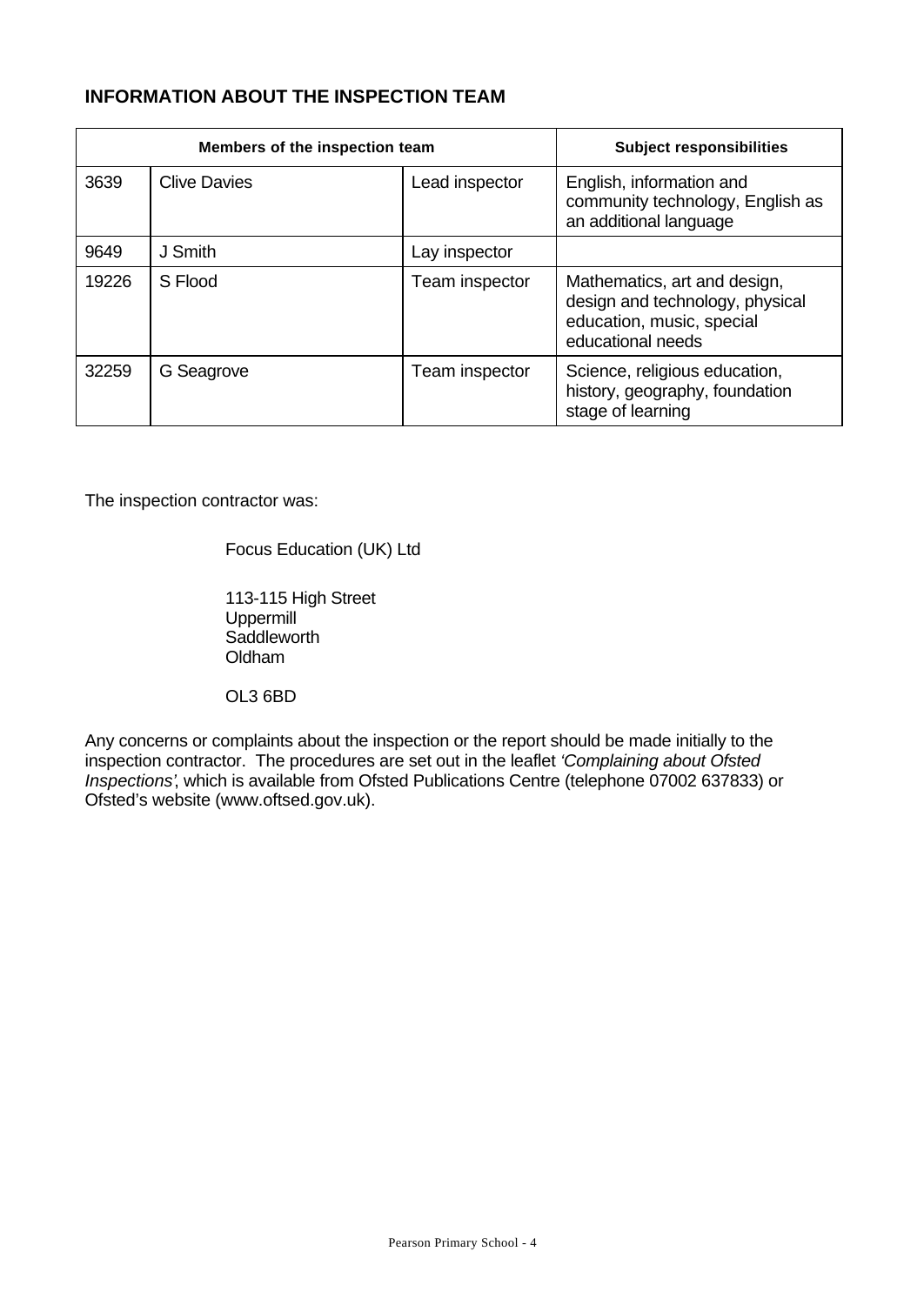## INFORMATION ABOUT THE INSPECTION TEAM

| Members of the inspection team | | | Subject responsibilities |
| --- | --- | --- | --- |
| 3639 | Clive Davies | Lead inspector | English, information and community technology, English as an additional language |
| 9649 | J Smith | Lay inspector | |
| 19226 | S Flood | Team inspector | Mathematics, art and design, design and technology, physical education, music, special educational needs |
| 32259 | G Seagrove | Team inspector | Science, religious education, history, geography, foundation stage of learning |

The inspection contractor was:

Focus Education (UK) Ltd

113-115 High Street
Uppermill
Saddleworth
Oldham

OL3 6BD

Any concerns or complaints about the inspection or the report should be made initially to the inspection contractor. The procedures are set out in the leaflet *'Complaining about Ofsted Inspections'*, which is available from Ofsted Publications Centre (telephone 07002 637833) or Ofsted's website (www.oftsed.gov.uk).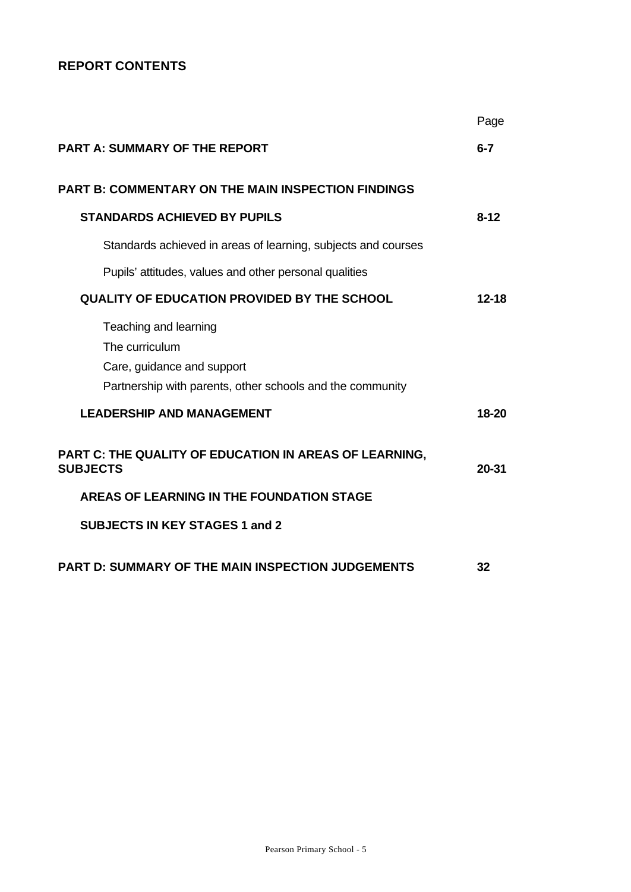## REPORT CONTENTS

| | Page |
|---|---|
| **PART A: SUMMARY OF THE REPORT** | **6-7** |
| **PART B: COMMENTARY ON THE MAIN INSPECTION FINDINGS** | |
| **STANDARDS ACHIEVED BY PUPILS** | **8-12** |
| Standards achieved in areas of learning, subjects and courses | |
| Pupils' attitudes, values and other personal qualities | |
| **QUALITY OF EDUCATION PROVIDED BY THE SCHOOL** | **12-18** |
| Teaching and learning | |
| The curriculum | |
| Care, guidance and support | |
| Partnership with parents, other schools and the community | |
| **LEADERSHIP AND MANAGEMENT** | **18-20** |
| **PART C: THE QUALITY OF EDUCATION IN AREAS OF LEARNING, SUBJECTS** | **20-31** |
| **AREAS OF LEARNING IN THE FOUNDATION STAGE** | |
| **SUBJECTS IN KEY STAGES 1 and 2** | |
| **PART D: SUMMARY OF THE MAIN INSPECTION JUDGEMENTS** | **32** |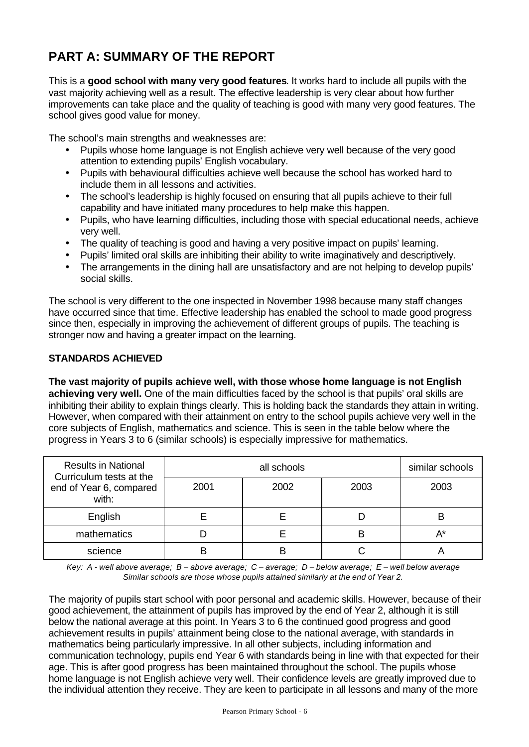# PART A: SUMMARY OF THE REPORT

This is a **good school with many very good features**. It works hard to include all pupils with the vast majority achieving well as a result. The effective leadership is very clear about how further improvements can take place and the quality of teaching is good with many very good features. The school gives good value for money.

The school's main strengths and weaknesses are:

- Pupils whose home language is not English achieve very well because of the very good attention to extending pupils' English vocabulary.
- Pupils with behavioural difficulties achieve well because the school has worked hard to include them in all lessons and activities.
- The school's leadership is highly focused on ensuring that all pupils achieve to their full capability and have initiated many procedures to help make this happen.
- Pupils, who have learning difficulties, including those with special educational needs, achieve very well.
- The quality of teaching is good and having a very positive impact on pupils' learning.
- Pupils' limited oral skills are inhibiting their ability to write imaginatively and descriptively.
- The arrangements in the dining hall are unsatisfactory and are not helping to develop pupils' social skills.

The school is very different to the one inspected in November 1998 because many staff changes have occurred since that time. Effective leadership has enabled the school to made good progress since then, especially in improving the achievement of different groups of pupils. The teaching is stronger now and having a greater impact on the learning.

### STANDARDS ACHIEVED

**The vast majority of pupils achieve well, with those whose home language is not English achieving very well.** One of the main difficulties faced by the school is that pupils' oral skills are inhibiting their ability to explain things clearly. This is holding back the standards they attain in writing. However, when compared with their attainment on entry to the school pupils achieve very well in the core subjects of English, mathematics and science. This is seen in the table below where the progress in Years 3 to 6 (similar schools) is especially impressive for mathematics.

| Results in National Curriculum tests at the end of Year 6, compared with: | all schools | | | similar schools |
|---|---|---|---|---|
| | 2001 | 2002 | 2003 | 2003 |
| English | E | E | D | B |
| mathematics | D | E | B | A* |
| science | B | B | C | A |

*Key: A - well above average; B – above average; C – average; D – below average; E – well below average*
*Similar schools are those whose pupils attained similarly at the end of Year 2.*

The majority of pupils start school with poor personal and academic skills. However, because of their good achievement, the attainment of pupils has improved by the end of Year 2, although it is still below the national average at this point. In Years 3 to 6 the continued good progress and good achievement results in pupils' attainment being close to the national average, with standards in mathematics being particularly impressive. In all other subjects, including information and communication technology, pupils end Year 6 with standards being in line with that expected for their age. This is after good progress has been maintained throughout the school. The pupils whose home language is not English achieve very well. Their confidence levels are greatly improved due to the individual attention they receive. They are keen to participate in all lessons and many of the more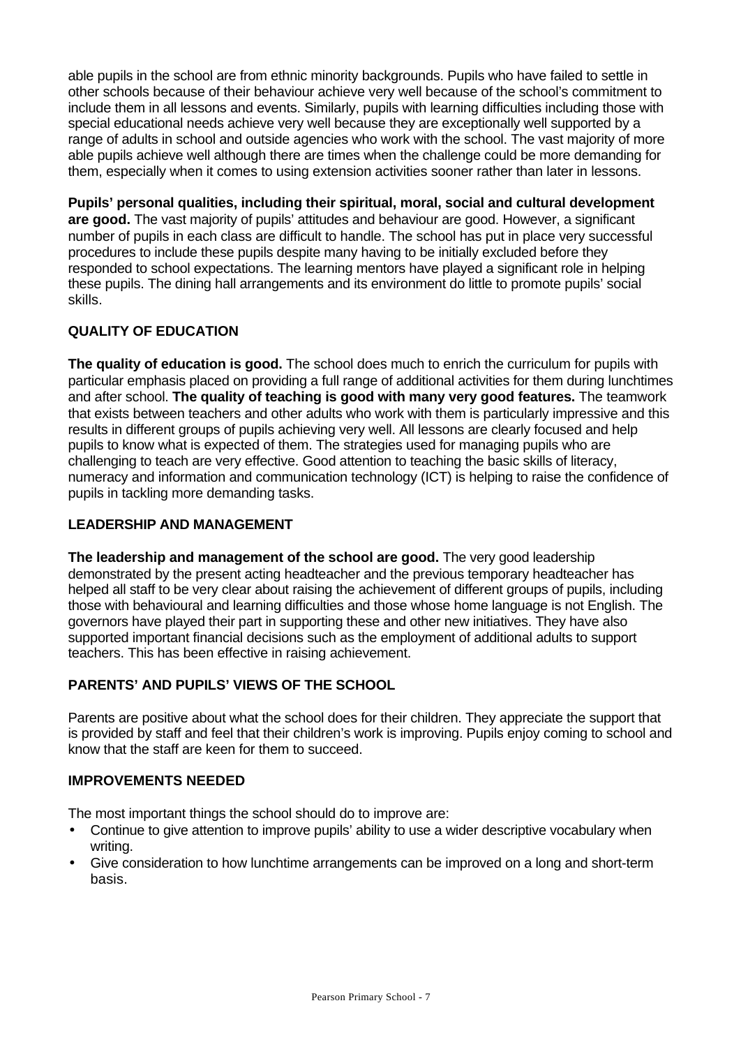able pupils in the school are from ethnic minority backgrounds. Pupils who have failed to settle in other schools because of their behaviour achieve very well because of the school's commitment to include them in all lessons and events. Similarly, pupils with learning difficulties including those with special educational needs achieve very well because they are exceptionally well supported by a range of adults in school and outside agencies who work with the school. The vast majority of more able pupils achieve well although there are times when the challenge could be more demanding for them, especially when it comes to using extension activities sooner rather than later in lessons.

**Pupils' personal qualities, including their spiritual, moral, social and cultural development are good.** The vast majority of pupils' attitudes and behaviour are good. However, a significant number of pupils in each class are difficult to handle. The school has put in place very successful procedures to include these pupils despite many having to be initially excluded before they responded to school expectations. The learning mentors have played a significant role in helping these pupils. The dining hall arrangements and its environment do little to promote pupils' social skills.

## QUALITY OF EDUCATION

**The quality of education is good.** The school does much to enrich the curriculum for pupils with particular emphasis placed on providing a full range of additional activities for them during lunchtimes and after school. **The quality of teaching is good with many very good features.** The teamwork that exists between teachers and other adults who work with them is particularly impressive and this results in different groups of pupils achieving very well. All lessons are clearly focused and help pupils to know what is expected of them. The strategies used for managing pupils who are challenging to teach are very effective. Good attention to teaching the basic skills of literacy, numeracy and information and communication technology (ICT) is helping to raise the confidence of pupils in tackling more demanding tasks.

## LEADERSHIP AND MANAGEMENT

**The leadership and management of the school are good.** The very good leadership demonstrated by the present acting headteacher and the previous temporary headteacher has helped all staff to be very clear about raising the achievement of different groups of pupils, including those with behavioural and learning difficulties and those whose home language is not English. The governors have played their part in supporting these and other new initiatives. They have also supported important financial decisions such as the employment of additional adults to support teachers. This has been effective in raising achievement.

## PARENTS' AND PUPILS' VIEWS OF THE SCHOOL

Parents are positive about what the school does for their children. They appreciate the support that is provided by staff and feel that their children's work is improving. Pupils enjoy coming to school and know that the staff are keen for them to succeed.

## IMPROVEMENTS NEEDED

The most important things the school should do to improve are:

- Continue to give attention to improve pupils' ability to use a wider descriptive vocabulary when writing.
- Give consideration to how lunchtime arrangements can be improved on a long and short-term basis.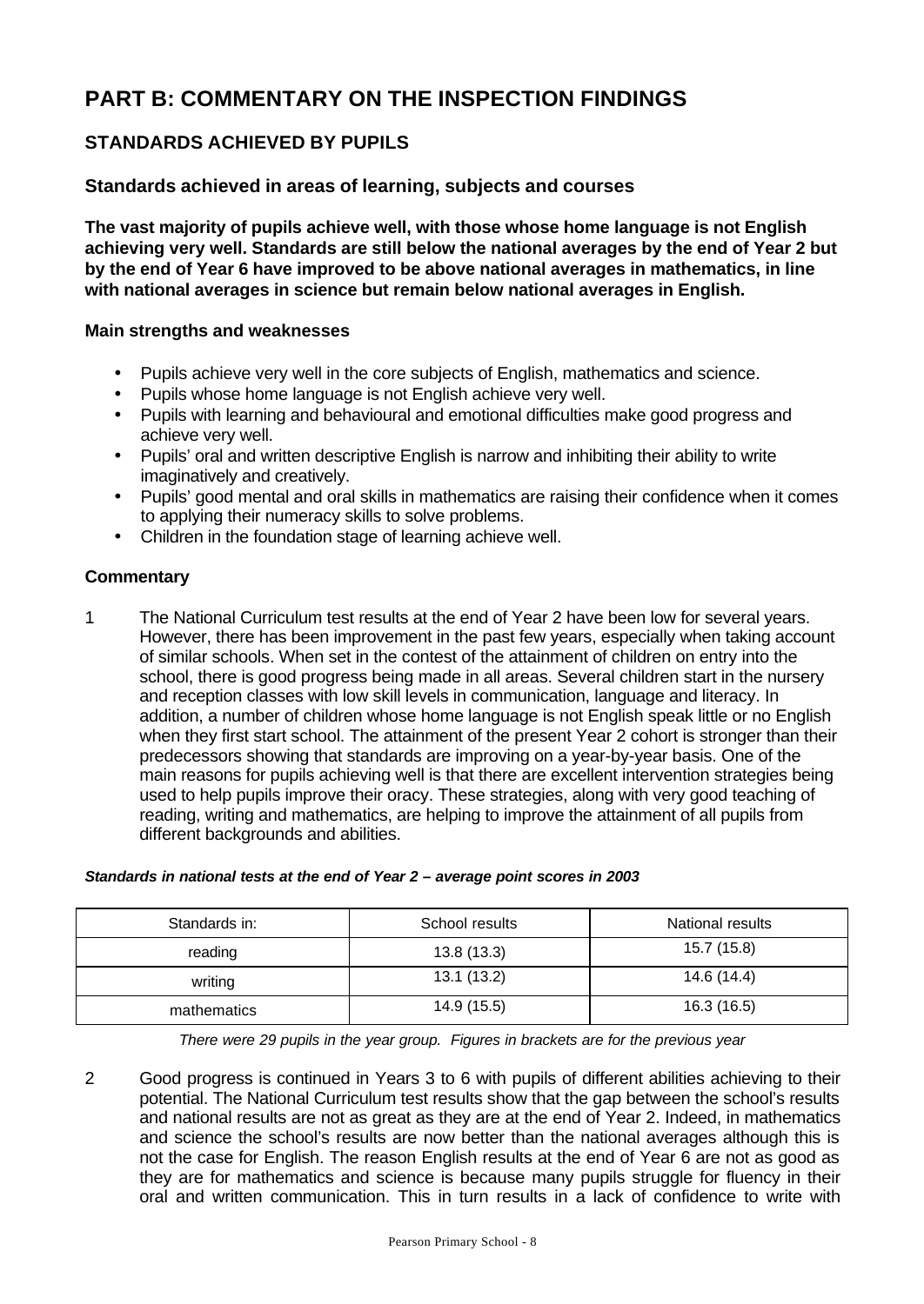# PART B: COMMENTARY ON THE INSPECTION FINDINGS

## STANDARDS ACHIEVED BY PUPILS

### Standards achieved in areas of learning, subjects and courses

**The vast majority of pupils achieve well, with those whose home language is not English achieving very well. Standards are still below the national averages by the end of Year 2 but by the end of Year 6 have improved to be above national averages in mathematics, in line with national averages in science but remain below national averages in English.**

#### Main strengths and weaknesses

- Pupils achieve very well in the core subjects of English, mathematics and science.
- Pupils whose home language is not English achieve very well.
- Pupils with learning and behavioural and emotional difficulties make good progress and achieve very well.
- Pupils' oral and written descriptive English is narrow and inhibiting their ability to write imaginatively and creatively.
- Pupils' good mental and oral skills in mathematics are raising their confidence when it comes to applying their numeracy skills to solve problems.
- Children in the foundation stage of learning achieve well.

#### Commentary

1 The National Curriculum test results at the end of Year 2 have been low for several years. However, there has been improvement in the past few years, especially when taking account of similar schools. When set in the contest of the attainment of children on entry into the school, there is good progress being made in all areas. Several children start in the nursery and reception classes with low skill levels in communication, language and literacy. In addition, a number of children whose home language is not English speak little or no English when they first start school. The attainment of the present Year 2 cohort is stronger than their predecessors showing that standards are improving on a year-by-year basis. One of the main reasons for pupils achieving well is that there are excellent intervention strategies being used to help pupils improve their oracy. These strategies, along with very good teaching of reading, writing and mathematics, are helping to improve the attainment of all pupils from different backgrounds and abilities.

***Standards in national tests at the end of Year 2 – average point scores in 2003***

| Standards in: | School results | National results |
|---|---|---|
| reading | 13.8 (13.3) | 15.7 (15.8) |
| writing | 13.1 (13.2) | 14.6 (14.4) |
| mathematics | 14.9 (15.5) | 16.3 (16.5) |

*There were 29 pupils in the year group. Figures in brackets are for the previous year*

2 Good progress is continued in Years 3 to 6 with pupils of different abilities achieving to their potential. The National Curriculum test results show that the gap between the school's results and national results are not as great as they are at the end of Year 2. Indeed, in mathematics and science the school's results are now better than the national averages although this is not the case for English. The reason English results at the end of Year 6 are not as good as they are for mathematics and science is because many pupils struggle for fluency in their oral and written communication. This in turn results in a lack of confidence to write with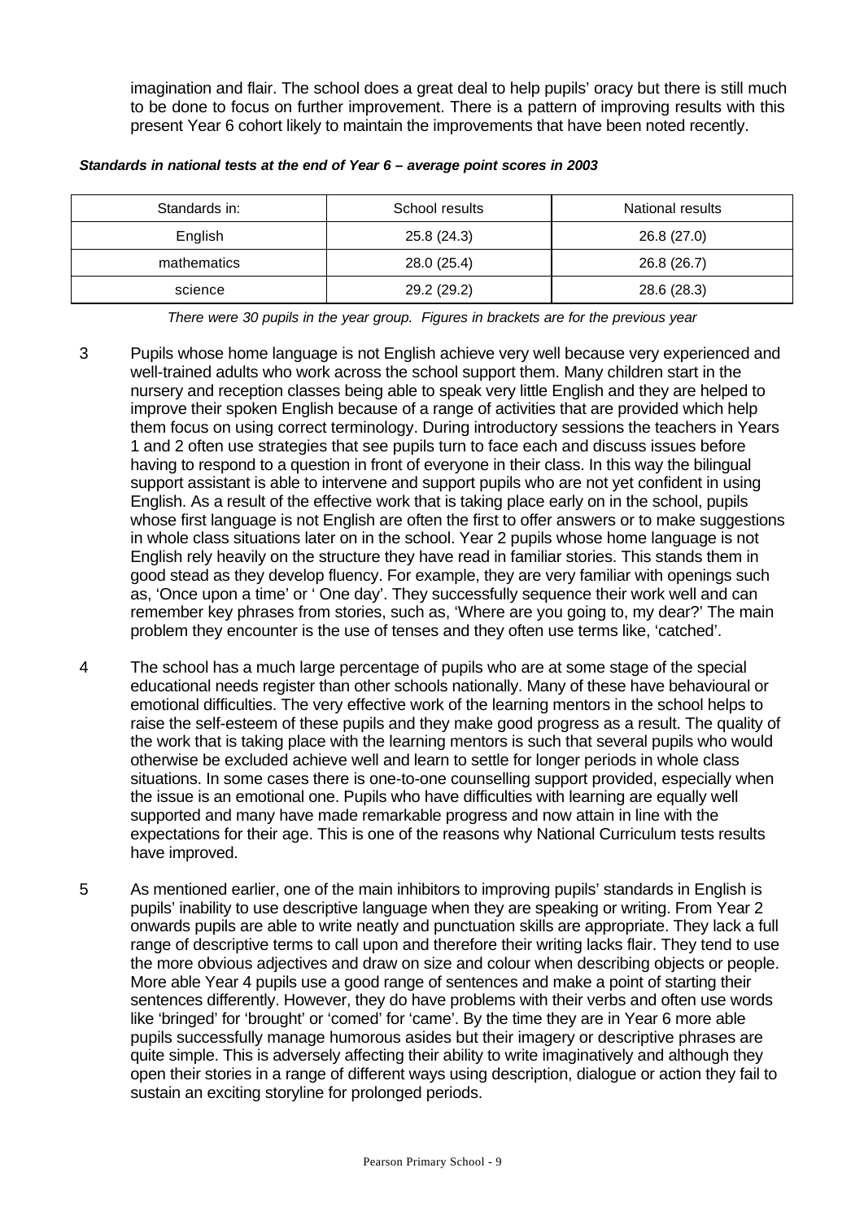imagination and flair. The school does a great deal to help pupils' oracy but there is still much to be done to focus on further improvement. There is a pattern of improving results with this present Year 6 cohort likely to maintain the improvements that have been noted recently.

***Standards in national tests at the end of Year 6 – average point scores in 2003***

| Standards in: | School results | National results |
|---|---|---|
| English | 25.8 (24.3) | 26.8 (27.0) |
| mathematics | 28.0 (25.4) | 26.8 (26.7) |
| science | 29.2 (29.2) | 28.6 (28.3) |

*There were 30 pupils in the year group. Figures in brackets are for the previous year*

3 Pupils whose home language is not English achieve very well because very experienced and well-trained adults who work across the school support them. Many children start in the nursery and reception classes being able to speak very little English and they are helped to improve their spoken English because of a range of activities that are provided which help them focus on using correct terminology. During introductory sessions the teachers in Years 1 and 2 often use strategies that see pupils turn to face each and discuss issues before having to respond to a question in front of everyone in their class. In this way the bilingual support assistant is able to intervene and support pupils who are not yet confident in using English. As a result of the effective work that is taking place early on in the school, pupils whose first language is not English are often the first to offer answers or to make suggestions in whole class situations later on in the school. Year 2 pupils whose home language is not English rely heavily on the structure they have read in familiar stories. This stands them in good stead as they develop fluency. For example, they are very familiar with openings such as, 'Once upon a time' or ' One day'. They successfully sequence their work well and can remember key phrases from stories, such as, 'Where are you going to, my dear?' The main problem they encounter is the use of tenses and they often use terms like, 'catched'.

4 The school has a much large percentage of pupils who are at some stage of the special educational needs register than other schools nationally. Many of these have behavioural or emotional difficulties. The very effective work of the learning mentors in the school helps to raise the self-esteem of these pupils and they make good progress as a result. The quality of the work that is taking place with the learning mentors is such that several pupils who would otherwise be excluded achieve well and learn to settle for longer periods in whole class situations. In some cases there is one-to-one counselling support provided, especially when the issue is an emotional one. Pupils who have difficulties with learning are equally well supported and many have made remarkable progress and now attain in line with the expectations for their age. This is one of the reasons why National Curriculum tests results have improved.

5 As mentioned earlier, one of the main inhibitors to improving pupils' standards in English is pupils' inability to use descriptive language when they are speaking or writing. From Year 2 onwards pupils are able to write neatly and punctuation skills are appropriate. They lack a full range of descriptive terms to call upon and therefore their writing lacks flair. They tend to use the more obvious adjectives and draw on size and colour when describing objects or people. More able Year 4 pupils use a good range of sentences and make a point of starting their sentences differently. However, they do have problems with their verbs and often use words like 'bringed' for 'brought' or 'comed' for 'came'. By the time they are in Year 6 more able pupils successfully manage humorous asides but their imagery or descriptive phrases are quite simple. This is adversely affecting their ability to write imaginatively and although they open their stories in a range of different ways using description, dialogue or action they fail to sustain an exciting storyline for prolonged periods.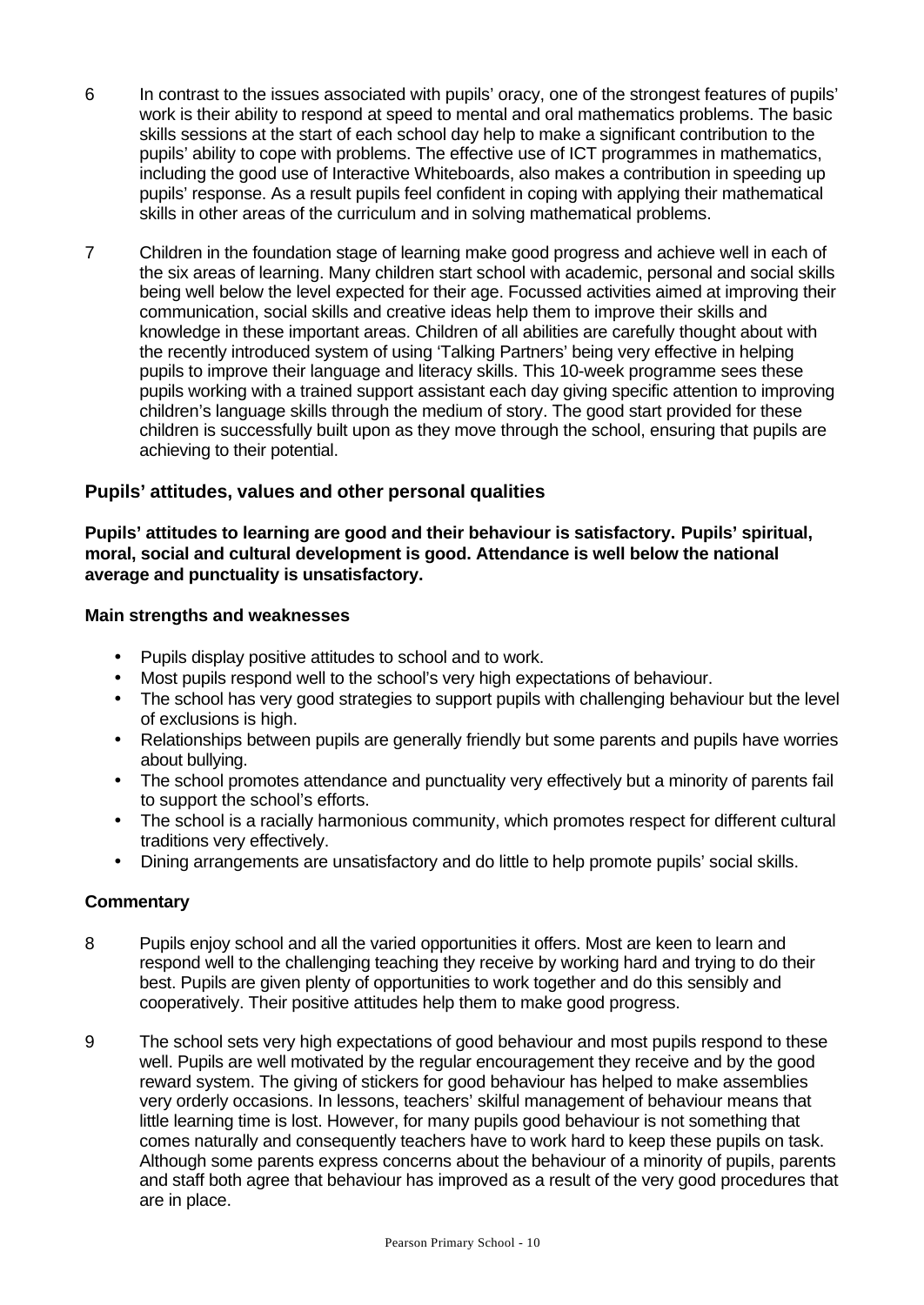6 In contrast to the issues associated with pupils' oracy, one of the strongest features of pupils' work is their ability to respond at speed to mental and oral mathematics problems. The basic skills sessions at the start of each school day help to make a significant contribution to the pupils' ability to cope with problems. The effective use of ICT programmes in mathematics, including the good use of Interactive Whiteboards, also makes a contribution in speeding up pupils' response. As a result pupils feel confident in coping with applying their mathematical skills in other areas of the curriculum and in solving mathematical problems.

7 Children in the foundation stage of learning make good progress and achieve well in each of the six areas of learning. Many children start school with academic, personal and social skills being well below the level expected for their age. Focussed activities aimed at improving their communication, social skills and creative ideas help them to improve their skills and knowledge in these important areas. Children of all abilities are carefully thought about with the recently introduced system of using 'Talking Partners' being very effective in helping pupils to improve their language and literacy skills. This 10-week programme sees these pupils working with a trained support assistant each day giving specific attention to improving children's language skills through the medium of story. The good start provided for these children is successfully built upon as they move through the school, ensuring that pupils are achieving to their potential.

### Pupils' attitudes, values and other personal qualities

**Pupils' attitudes to learning are good and their behaviour is satisfactory. Pupils' spiritual, moral, social and cultural development is good. Attendance is well below the national average and punctuality is unsatisfactory.**

#### Main strengths and weaknesses

- Pupils display positive attitudes to school and to work.
- Most pupils respond well to the school's very high expectations of behaviour.
- The school has very good strategies to support pupils with challenging behaviour but the level of exclusions is high.
- Relationships between pupils are generally friendly but some parents and pupils have worries about bullying.
- The school promotes attendance and punctuality very effectively but a minority of parents fail to support the school's efforts.
- The school is a racially harmonious community, which promotes respect for different cultural traditions very effectively.
- Dining arrangements are unsatisfactory and do little to help promote pupils' social skills.

#### Commentary

8 Pupils enjoy school and all the varied opportunities it offers. Most are keen to learn and respond well to the challenging teaching they receive by working hard and trying to do their best. Pupils are given plenty of opportunities to work together and do this sensibly and cooperatively. Their positive attitudes help them to make good progress.

9 The school sets very high expectations of good behaviour and most pupils respond to these well. Pupils are well motivated by the regular encouragement they receive and by the good reward system. The giving of stickers for good behaviour has helped to make assemblies very orderly occasions. In lessons, teachers' skilful management of behaviour means that little learning time is lost. However, for many pupils good behaviour is not something that comes naturally and consequently teachers have to work hard to keep these pupils on task. Although some parents express concerns about the behaviour of a minority of pupils, parents and staff both agree that behaviour has improved as a result of the very good procedures that are in place.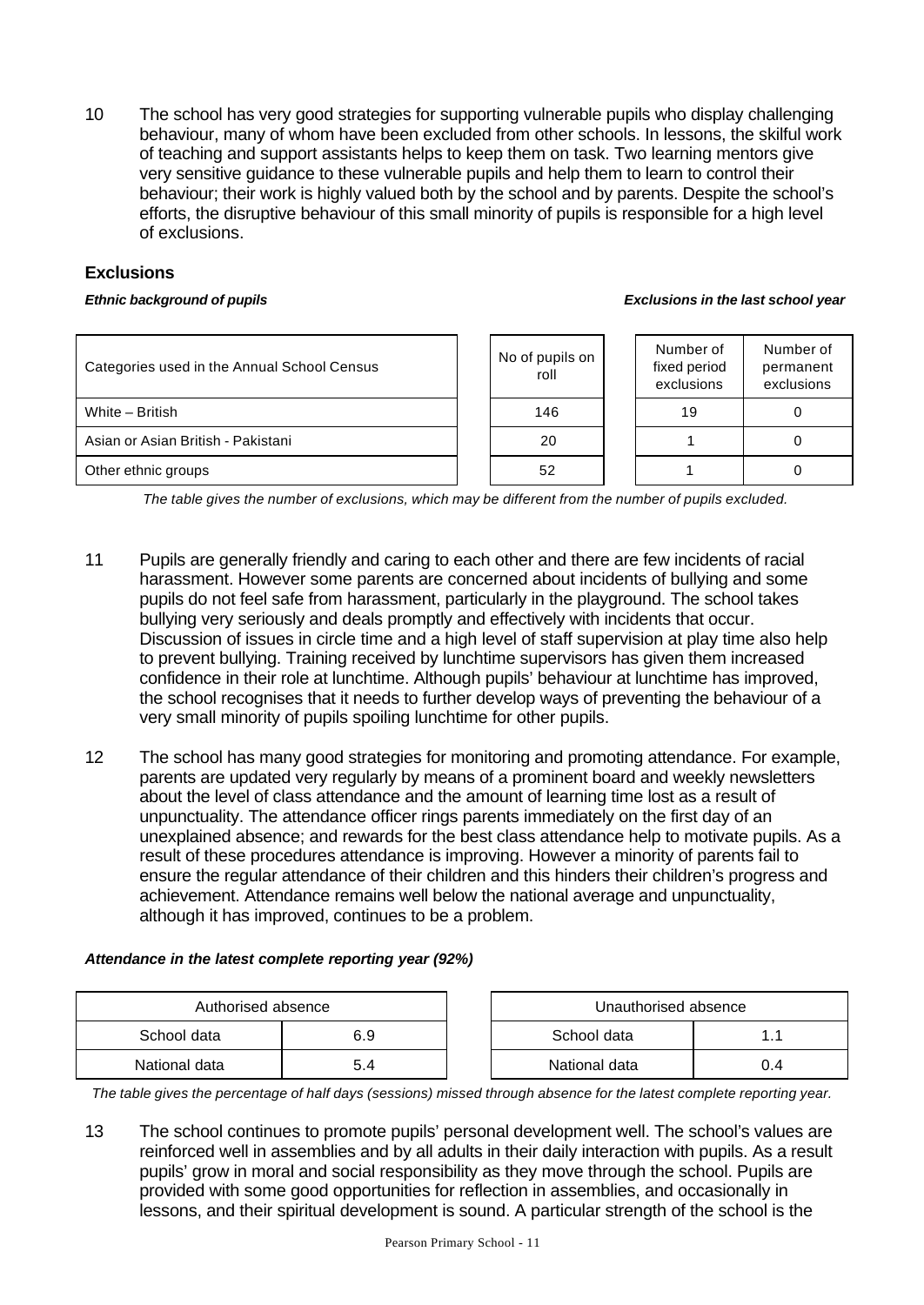10 The school has very good strategies for supporting vulnerable pupils who display challenging behaviour, many of whom have been excluded from other schools. In lessons, the skilful work of teaching and support assistants helps to keep them on task. Two learning mentors give very sensitive guidance to these vulnerable pupils and help them to learn to control their behaviour; their work is highly valued both by the school and by parents. Despite the school's efforts, the disruptive behaviour of this small minority of pupils is responsible for a high level of exclusions.

### Exclusions

***Ethnic background of pupils*** ***Exclusions in the last school year***

| Categories used in the Annual School Census | No of pupils on roll | Number of fixed period exclusions | Number of permanent exclusions |
|---|---|---|---|
| White – British | 146 | 19 | 0 |
| Asian or Asian British - Pakistani | 20 | 1 | 0 |
| Other ethnic groups | 52 | 1 | 0 |

*The table gives the number of exclusions, which may be different from the number of pupils excluded.*

11 Pupils are generally friendly and caring to each other and there are few incidents of racial harassment. However some parents are concerned about incidents of bullying and some pupils do not feel safe from harassment, particularly in the playground. The school takes bullying very seriously and deals promptly and effectively with incidents that occur. Discussion of issues in circle time and a high level of staff supervision at play time also help to prevent bullying. Training received by lunchtime supervisors has given them increased confidence in their role at lunchtime. Although pupils' behaviour at lunchtime has improved, the school recognises that it needs to further develop ways of preventing the behaviour of a very small minority of pupils spoiling lunchtime for other pupils.

12 The school has many good strategies for monitoring and promoting attendance. For example, parents are updated very regularly by means of a prominent board and weekly newsletters about the level of class attendance and the amount of learning time lost as a result of unpunctuality. The attendance officer rings parents immediately on the first day of an unexplained absence; and rewards for the best class attendance help to motivate pupils. As a result of these procedures attendance is improving. However a minority of parents fail to ensure the regular attendance of their children and this hinders their children's progress and achievement. Attendance remains well below the national average and unpunctuality, although it has improved, continues to be a problem.

***Attendance in the latest complete reporting year (92%)***

| Authorised absence | | Unauthorised absence | |
|---|---|---|---|
| School data | 6.9 | School data | 1.1 |
| National data | 5.4 | National data | 0.4 |

*The table gives the percentage of half days (sessions) missed through absence for the latest complete reporting year.*

13 The school continues to promote pupils' personal development well. The school's values are reinforced well in assemblies and by all adults in their daily interaction with pupils. As a result pupils' grow in moral and social responsibility as they move through the school. Pupils are provided with some good opportunities for reflection in assemblies, and occasionally in lessons, and their spiritual development is sound. A particular strength of the school is the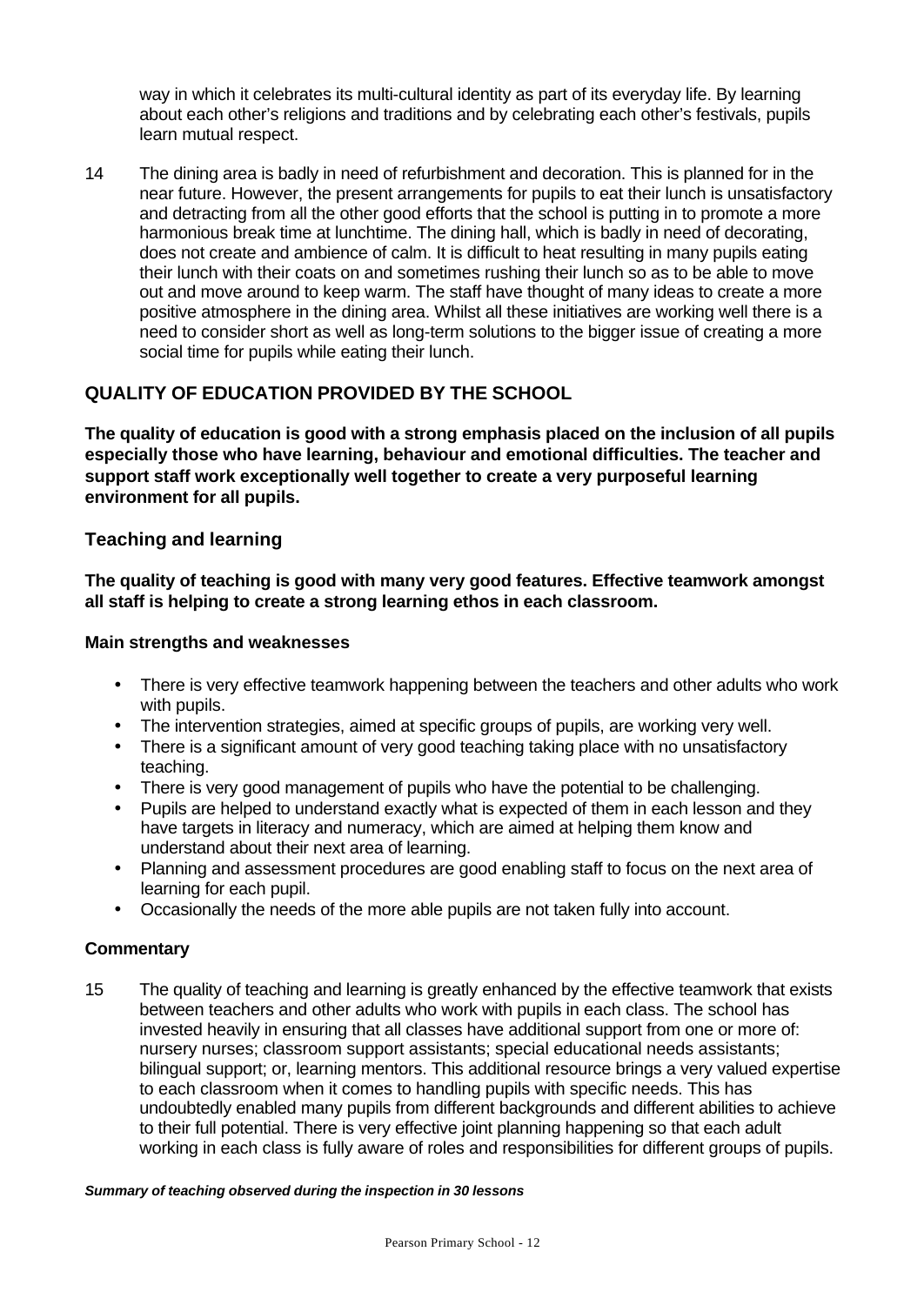way in which it celebrates its multi-cultural identity as part of its everyday life. By learning about each other's religions and traditions and by celebrating each other's festivals, pupils learn mutual respect.

14 The dining area is badly in need of refurbishment and decoration. This is planned for in the near future. However, the present arrangements for pupils to eat their lunch is unsatisfactory and detracting from all the other good efforts that the school is putting in to promote a more harmonious break time at lunchtime. The dining hall, which is badly in need of decorating, does not create and ambience of calm. It is difficult to heat resulting in many pupils eating their lunch with their coats on and sometimes rushing their lunch so as to be able to move out and move around to keep warm. The staff have thought of many ideas to create a more positive atmosphere in the dining area. Whilst all these initiatives are working well there is a need to consider short as well as long-term solutions to the bigger issue of creating a more social time for pupils while eating their lunch.

## QUALITY OF EDUCATION PROVIDED BY THE SCHOOL

**The quality of education is good with a strong emphasis placed on the inclusion of all pupils especially those who have learning, behaviour and emotional difficulties. The teacher and support staff work exceptionally well together to create a very purposeful learning environment for all pupils.**

### Teaching and learning

**The quality of teaching is good with many very good features. Effective teamwork amongst all staff is helping to create a strong learning ethos in each classroom.**

#### Main strengths and weaknesses

- There is very effective teamwork happening between the teachers and other adults who work with pupils.
- The intervention strategies, aimed at specific groups of pupils, are working very well.
- There is a significant amount of very good teaching taking place with no unsatisfactory teaching.
- There is very good management of pupils who have the potential to be challenging.
- Pupils are helped to understand exactly what is expected of them in each lesson and they have targets in literacy and numeracy, which are aimed at helping them know and understand about their next area of learning.
- Planning and assessment procedures are good enabling staff to focus on the next area of learning for each pupil.
- Occasionally the needs of the more able pupils are not taken fully into account.

#### Commentary

15 The quality of teaching and learning is greatly enhanced by the effective teamwork that exists between teachers and other adults who work with pupils in each class. The school has invested heavily in ensuring that all classes have additional support from one or more of: nursery nurses; classroom support assistants; special educational needs assistants; bilingual support; or, learning mentors. This additional resource brings a very valued expertise to each classroom when it comes to handling pupils with specific needs. This has undoubtedly enabled many pupils from different backgrounds and different abilities to achieve to their full potential. There is very effective joint planning happening so that each adult working in each class is fully aware of roles and responsibilities for different groups of pupils.

***Summary of teaching observed during the inspection in 30 lessons***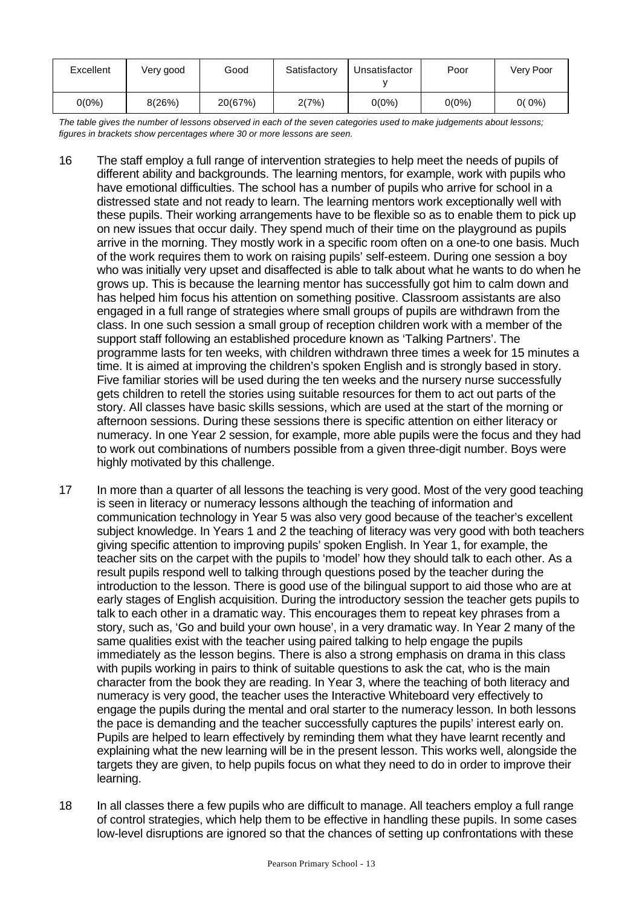| Excellent | Very good | Good | Satisfactory | Unsatisfactory | Poor | Very Poor |
|---|---|---|---|---|---|---|
| 0(0%) | 8(26%) | 20(67%) | 2(7%) | 0(0%) | 0(0%) | 0( 0%) |

*The table gives the number of lessons observed in each of the seven categories used to make judgements about lessons; figures in brackets show percentages where 30 or more lessons are seen.*

16 The staff employ a full range of intervention strategies to help meet the needs of pupils of different ability and backgrounds. The learning mentors, for example, work with pupils who have emotional difficulties. The school has a number of pupils who arrive for school in a distressed state and not ready to learn. The learning mentors work exceptionally well with these pupils. Their working arrangements have to be flexible so as to enable them to pick up on new issues that occur daily. They spend much of their time on the playground as pupils arrive in the morning. They mostly work in a specific room often on a one-to one basis. Much of the work requires them to work on raising pupils' self-esteem. During one session a boy who was initially very upset and disaffected is able to talk about what he wants to do when he grows up. This is because the learning mentor has successfully got him to calm down and has helped him focus his attention on something positive. Classroom assistants are also engaged in a full range of strategies where small groups of pupils are withdrawn from the class. In one such session a small group of reception children work with a member of the support staff following an established procedure known as 'Talking Partners'. The programme lasts for ten weeks, with children withdrawn three times a week for 15 minutes a time. It is aimed at improving the children's spoken English and is strongly based in story. Five familiar stories will be used during the ten weeks and the nursery nurse successfully gets children to retell the stories using suitable resources for them to act out parts of the story. All classes have basic skills sessions, which are used at the start of the morning or afternoon sessions. During these sessions there is specific attention on either literacy or numeracy. In one Year 2 session, for example, more able pupils were the focus and they had to work out combinations of numbers possible from a given three-digit number. Boys were highly motivated by this challenge.

17 In more than a quarter of all lessons the teaching is very good. Most of the very good teaching is seen in literacy or numeracy lessons although the teaching of information and communication technology in Year 5 was also very good because of the teacher's excellent subject knowledge. In Years 1 and 2 the teaching of literacy was very good with both teachers giving specific attention to improving pupils' spoken English. In Year 1, for example, the teacher sits on the carpet with the pupils to 'model' how they should talk to each other. As a result pupils respond well to talking through questions posed by the teacher during the introduction to the lesson. There is good use of the bilingual support to aid those who are at early stages of English acquisition. During the introductory session the teacher gets pupils to talk to each other in a dramatic way. This encourages them to repeat key phrases from a story, such as, 'Go and build your own house', in a very dramatic way. In Year 2 many of the same qualities exist with the teacher using paired talking to help engage the pupils immediately as the lesson begins. There is also a strong emphasis on drama in this class with pupils working in pairs to think of suitable questions to ask the cat, who is the main character from the book they are reading. In Year 3, where the teaching of both literacy and numeracy is very good, the teacher uses the Interactive Whiteboard very effectively to engage the pupils during the mental and oral starter to the numeracy lesson. In both lessons the pace is demanding and the teacher successfully captures the pupils' interest early on. Pupils are helped to learn effectively by reminding them what they have learnt recently and explaining what the new learning will be in the present lesson. This works well, alongside the targets they are given, to help pupils focus on what they need to do in order to improve their learning.

18 In all classes there a few pupils who are difficult to manage. All teachers employ a full range of control strategies, which help them to be effective in handling these pupils. In some cases low-level disruptions are ignored so that the chances of setting up confrontations with these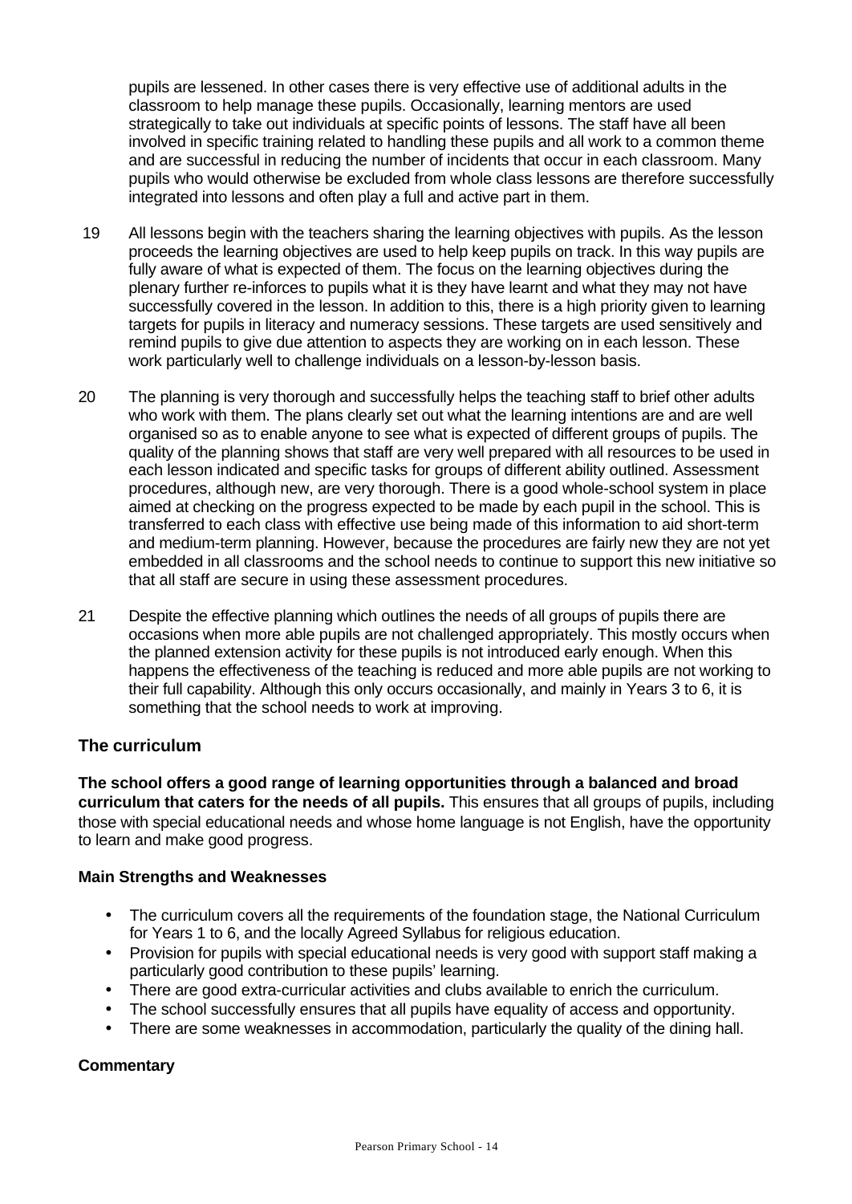pupils are lessened. In other cases there is very effective use of additional adults in the classroom to help manage these pupils. Occasionally, learning mentors are used strategically to take out individuals at specific points of lessons. The staff have all been involved in specific training related to handling these pupils and all work to a common theme and are successful in reducing the number of incidents that occur in each classroom. Many pupils who would otherwise be excluded from whole class lessons are therefore successfully integrated into lessons and often play a full and active part in them.

19 All lessons begin with the teachers sharing the learning objectives with pupils. As the lesson proceeds the learning objectives are used to help keep pupils on track. In this way pupils are fully aware of what is expected of them. The focus on the learning objectives during the plenary further re-inforces to pupils what it is they have learnt and what they may not have successfully covered in the lesson. In addition to this, there is a high priority given to learning targets for pupils in literacy and numeracy sessions. These targets are used sensitively and remind pupils to give due attention to aspects they are working on in each lesson. These work particularly well to challenge individuals on a lesson-by-lesson basis.

20 The planning is very thorough and successfully helps the teaching staff to brief other adults who work with them. The plans clearly set out what the learning intentions are and are well organised so as to enable anyone to see what is expected of different groups of pupils. The quality of the planning shows that staff are very well prepared with all resources to be used in each lesson indicated and specific tasks for groups of different ability outlined. Assessment procedures, although new, are very thorough. There is a good whole-school system in place aimed at checking on the progress expected to be made by each pupil in the school. This is transferred to each class with effective use being made of this information to aid short-term and medium-term planning. However, because the procedures are fairly new they are not yet embedded in all classrooms and the school needs to continue to support this new initiative so that all staff are secure in using these assessment procedures.

21 Despite the effective planning which outlines the needs of all groups of pupils there are occasions when more able pupils are not challenged appropriately. This mostly occurs when the planned extension activity for these pupils is not introduced early enough. When this happens the effectiveness of the teaching is reduced and more able pupils are not working to their full capability. Although this only occurs occasionally, and mainly in Years 3 to 6, it is something that the school needs to work at improving.

## The curriculum

**The school offers a good range of learning opportunities through a balanced and broad curriculum that caters for the needs of all pupils.** This ensures that all groups of pupils, including those with special educational needs and whose home language is not English, have the opportunity to learn and make good progress.

### Main Strengths and Weaknesses

- The curriculum covers all the requirements of the foundation stage, the National Curriculum for Years 1 to 6, and the locally Agreed Syllabus for religious education.
- Provision for pupils with special educational needs is very good with support staff making a particularly good contribution to these pupils' learning.
- There are good extra-curricular activities and clubs available to enrich the curriculum.
- The school successfully ensures that all pupils have equality of access and opportunity.
- There are some weaknesses in accommodation, particularly the quality of the dining hall.

### Commentary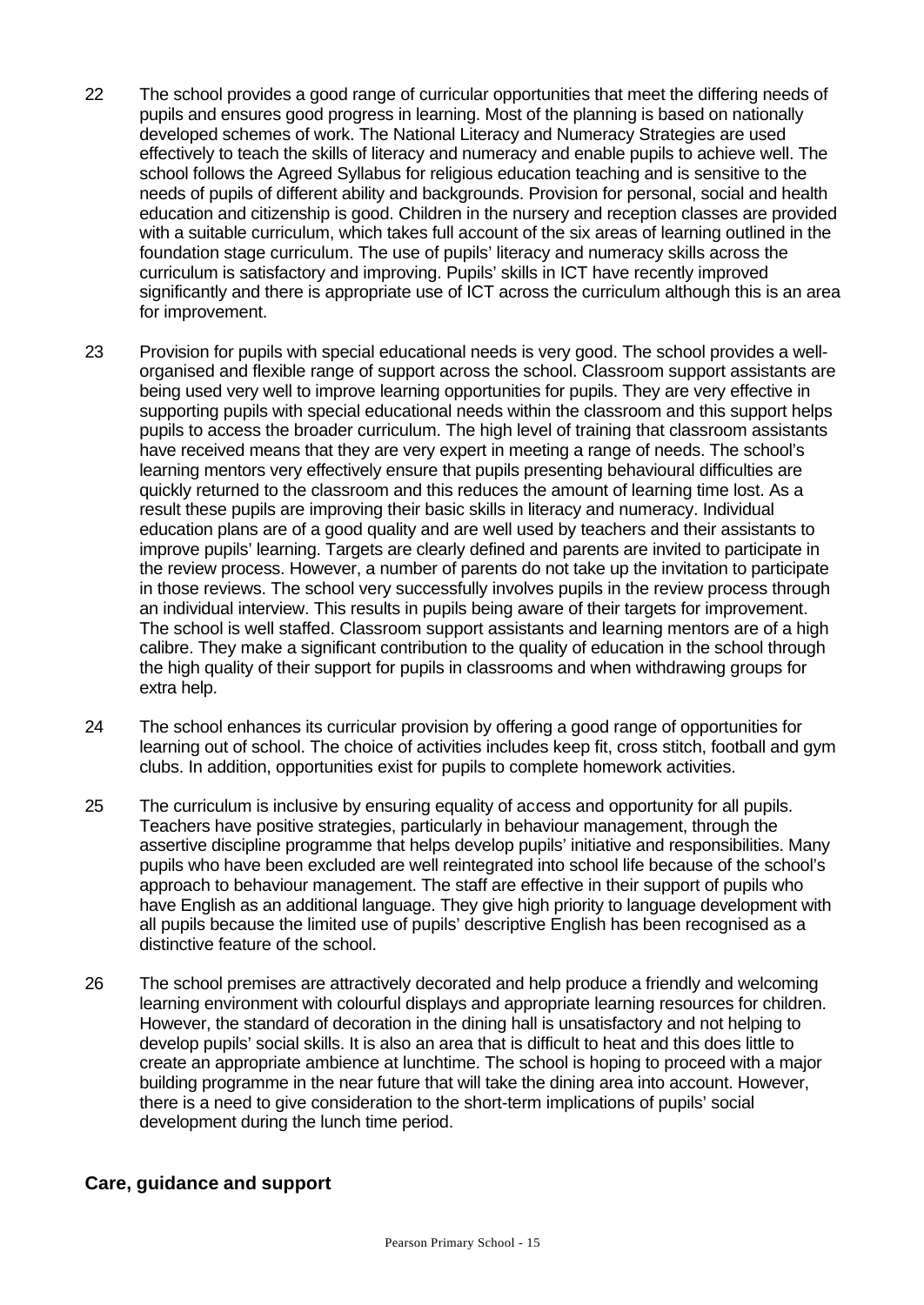22 The school provides a good range of curricular opportunities that meet the differing needs of pupils and ensures good progress in learning. Most of the planning is based on nationally developed schemes of work. The National Literacy and Numeracy Strategies are used effectively to teach the skills of literacy and numeracy and enable pupils to achieve well. The school follows the Agreed Syllabus for religious education teaching and is sensitive to the needs of pupils of different ability and backgrounds. Provision for personal, social and health education and citizenship is good. Children in the nursery and reception classes are provided with a suitable curriculum, which takes full account of the six areas of learning outlined in the foundation stage curriculum. The use of pupils' literacy and numeracy skills across the curriculum is satisfactory and improving. Pupils' skills in ICT have recently improved significantly and there is appropriate use of ICT across the curriculum although this is an area for improvement.

23 Provision for pupils with special educational needs is very good. The school provides a well-organised and flexible range of support across the school. Classroom support assistants are being used very well to improve learning opportunities for pupils. They are very effective in supporting pupils with special educational needs within the classroom and this support helps pupils to access the broader curriculum. The high level of training that classroom assistants have received means that they are very expert in meeting a range of needs. The school's learning mentors very effectively ensure that pupils presenting behavioural difficulties are quickly returned to the classroom and this reduces the amount of learning time lost. As a result these pupils are improving their basic skills in literacy and numeracy. Individual education plans are of a good quality and are well used by teachers and their assistants to improve pupils' learning. Targets are clearly defined and parents are invited to participate in the review process. However, a number of parents do not take up the invitation to participate in those reviews. The school very successfully involves pupils in the review process through an individual interview. This results in pupils being aware of their targets for improvement. The school is well staffed. Classroom support assistants and learning mentors are of a high calibre. They make a significant contribution to the quality of education in the school through the high quality of their support for pupils in classrooms and when withdrawing groups for extra help.

24 The school enhances its curricular provision by offering a good range of opportunities for learning out of school. The choice of activities includes keep fit, cross stitch, football and gym clubs. In addition, opportunities exist for pupils to complete homework activities.

25 The curriculum is inclusive by ensuring equality of access and opportunity for all pupils. Teachers have positive strategies, particularly in behaviour management, through the assertive discipline programme that helps develop pupils' initiative and responsibilities. Many pupils who have been excluded are well reintegrated into school life because of the school's approach to behaviour management. The staff are effective in their support of pupils who have English as an additional language. They give high priority to language development with all pupils because the limited use of pupils' descriptive English has been recognised as a distinctive feature of the school.

26 The school premises are attractively decorated and help produce a friendly and welcoming learning environment with colourful displays and appropriate learning resources for children. However, the standard of decoration in the dining hall is unsatisfactory and not helping to develop pupils' social skills. It is also an area that is difficult to heat and this does little to create an appropriate ambience at lunchtime. The school is hoping to proceed with a major building programme in the near future that will take the dining area into account. However, there is a need to give consideration to the short-term implications of pupils' social development during the lunch time period.

## Care, guidance and support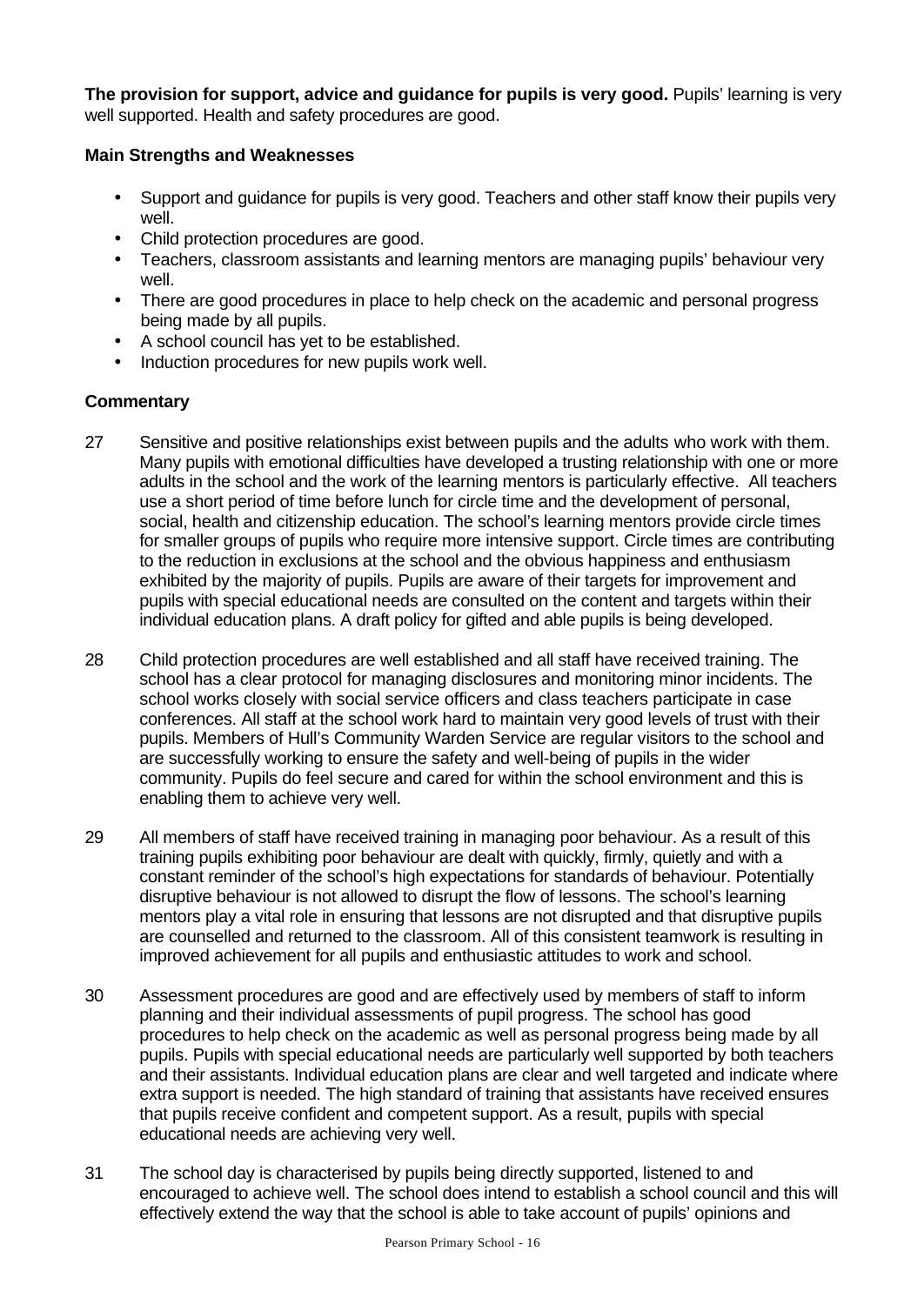**The provision for support, advice and guidance for pupils is very good.** Pupils' learning is very well supported. Health and safety procedures are good.

**Main Strengths and Weaknesses**

- Support and guidance for pupils is very good. Teachers and other staff know their pupils very well.
- Child protection procedures are good.
- Teachers, classroom assistants and learning mentors are managing pupils' behaviour very well.
- There are good procedures in place to help check on the academic and personal progress being made by all pupils.
- A school council has yet to be established.
- Induction procedures for new pupils work well.

**Commentary**

27 Sensitive and positive relationships exist between pupils and the adults who work with them. Many pupils with emotional difficulties have developed a trusting relationship with one or more adults in the school and the work of the learning mentors is particularly effective. All teachers use a short period of time before lunch for circle time and the development of personal, social, health and citizenship education. The school's learning mentors provide circle times for smaller groups of pupils who require more intensive support. Circle times are contributing to the reduction in exclusions at the school and the obvious happiness and enthusiasm exhibited by the majority of pupils. Pupils are aware of their targets for improvement and pupils with special educational needs are consulted on the content and targets within their individual education plans. A draft policy for gifted and able pupils is being developed.

28 Child protection procedures are well established and all staff have received training. The school has a clear protocol for managing disclosures and monitoring minor incidents. The school works closely with social service officers and class teachers participate in case conferences. All staff at the school work hard to maintain very good levels of trust with their pupils. Members of Hull's Community Warden Service are regular visitors to the school and are successfully working to ensure the safety and well-being of pupils in the wider community. Pupils do feel secure and cared for within the school environment and this is enabling them to achieve very well.

29 All members of staff have received training in managing poor behaviour. As a result of this training pupils exhibiting poor behaviour are dealt with quickly, firmly, quietly and with a constant reminder of the school's high expectations for standards of behaviour. Potentially disruptive behaviour is not allowed to disrupt the flow of lessons. The school's learning mentors play a vital role in ensuring that lessons are not disrupted and that disruptive pupils are counselled and returned to the classroom. All of this consistent teamwork is resulting in improved achievement for all pupils and enthusiastic attitudes to work and school.

30 Assessment procedures are good and are effectively used by members of staff to inform planning and their individual assessments of pupil progress. The school has good procedures to help check on the academic as well as personal progress being made by all pupils. Pupils with special educational needs are particularly well supported by both teachers and their assistants. Individual education plans are clear and well targeted and indicate where extra support is needed. The high standard of training that assistants have received ensures that pupils receive confident and competent support. As a result, pupils with special educational needs are achieving very well.

31 The school day is characterised by pupils being directly supported, listened to and encouraged to achieve well. The school does intend to establish a school council and this will effectively extend the way that the school is able to take account of pupils' opinions and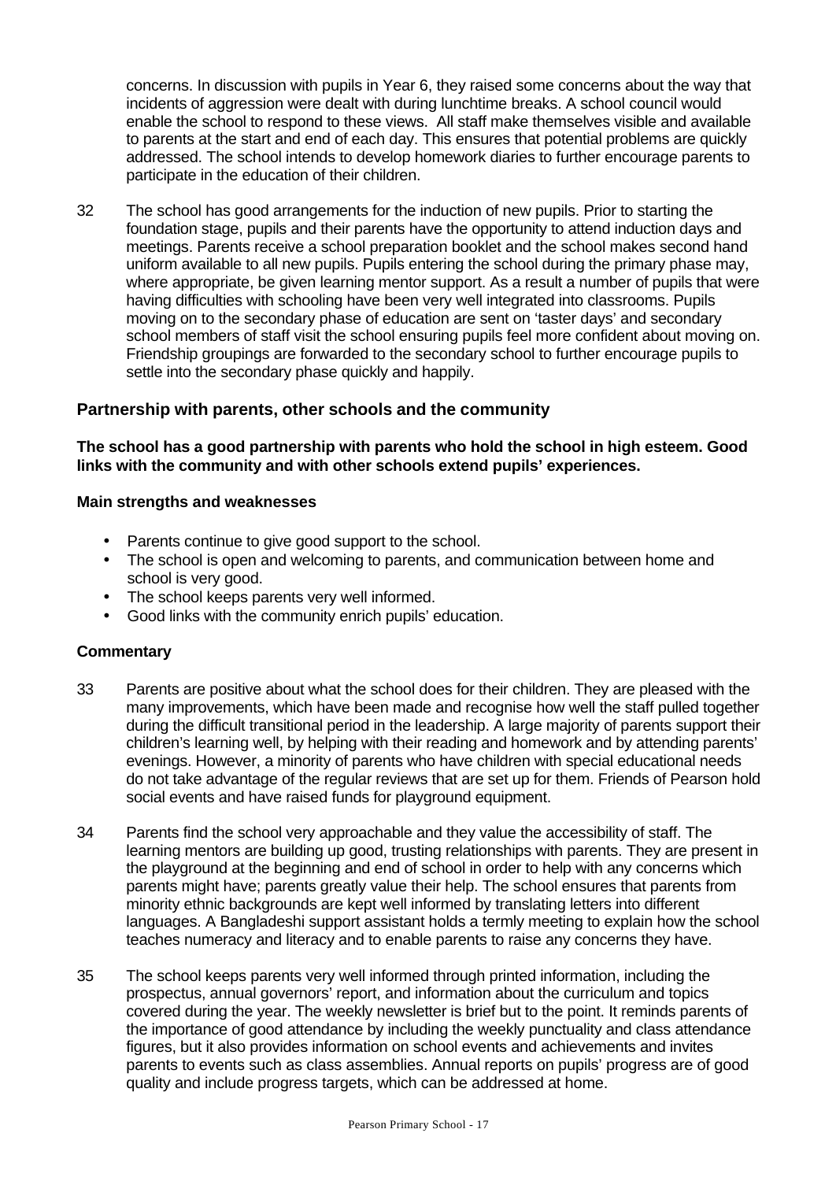concerns. In discussion with pupils in Year 6, they raised some concerns about the way that incidents of aggression were dealt with during lunchtime breaks. A school council would enable the school to respond to these views. All staff make themselves visible and available to parents at the start and end of each day. This ensures that potential problems are quickly addressed. The school intends to develop homework diaries to further encourage parents to participate in the education of their children.

32 The school has good arrangements for the induction of new pupils. Prior to starting the foundation stage, pupils and their parents have the opportunity to attend induction days and meetings. Parents receive a school preparation booklet and the school makes second hand uniform available to all new pupils. Pupils entering the school during the primary phase may, where appropriate, be given learning mentor support. As a result a number of pupils that were having difficulties with schooling have been very well integrated into classrooms. Pupils moving on to the secondary phase of education are sent on 'taster days' and secondary school members of staff visit the school ensuring pupils feel more confident about moving on. Friendship groupings are forwarded to the secondary school to further encourage pupils to settle into the secondary phase quickly and happily.

### Partnership with parents, other schools and the community

**The school has a good partnership with parents who hold the school in high esteem. Good links with the community and with other schools extend pupils' experiences.**

**Main strengths and weaknesses**

- Parents continue to give good support to the school.
- The school is open and welcoming to parents, and communication between home and school is very good.
- The school keeps parents very well informed.
- Good links with the community enrich pupils' education.

**Commentary**

33 Parents are positive about what the school does for their children. They are pleased with the many improvements, which have been made and recognise how well the staff pulled together during the difficult transitional period in the leadership. A large majority of parents support their children's learning well, by helping with their reading and homework and by attending parents' evenings. However, a minority of parents who have children with special educational needs do not take advantage of the regular reviews that are set up for them. Friends of Pearson hold social events and have raised funds for playground equipment.

34 Parents find the school very approachable and they value the accessibility of staff. The learning mentors are building up good, trusting relationships with parents. They are present in the playground at the beginning and end of school in order to help with any concerns which parents might have; parents greatly value their help. The school ensures that parents from minority ethnic backgrounds are kept well informed by translating letters into different languages. A Bangladeshi support assistant holds a termly meeting to explain how the school teaches numeracy and literacy and to enable parents to raise any concerns they have.

35 The school keeps parents very well informed through printed information, including the prospectus, annual governors' report, and information about the curriculum and topics covered during the year. The weekly newsletter is brief but to the point. It reminds parents of the importance of good attendance by including the weekly punctuality and class attendance figures, but it also provides information on school events and achievements and invites parents to events such as class assemblies. Annual reports on pupils' progress are of good quality and include progress targets, which can be addressed at home.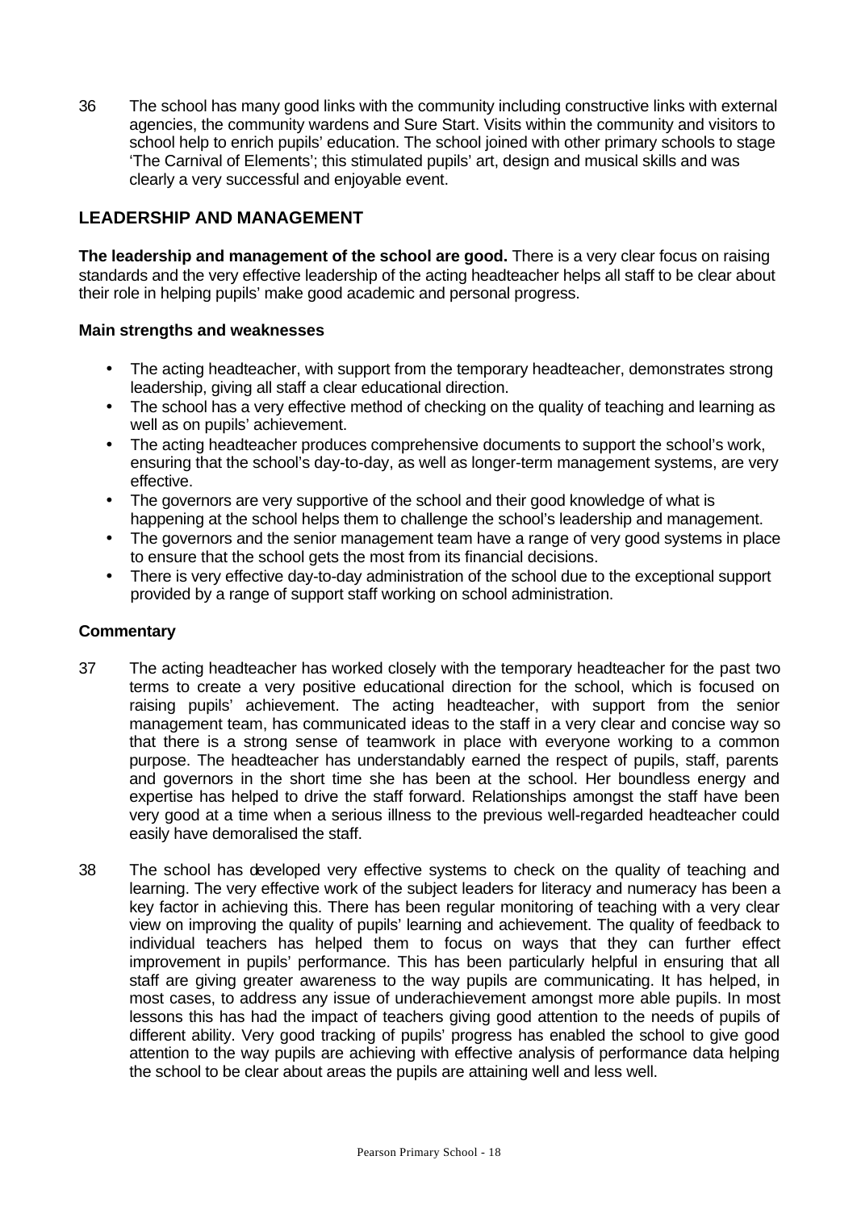36 The school has many good links with the community including constructive links with external agencies, the community wardens and Sure Start. Visits within the community and visitors to school help to enrich pupils' education. The school joined with other primary schools to stage 'The Carnival of Elements'; this stimulated pupils' art, design and musical skills and was clearly a very successful and enjoyable event.

## LEADERSHIP AND MANAGEMENT

**The leadership and management of the school are good.** There is a very clear focus on raising standards and the very effective leadership of the acting headteacher helps all staff to be clear about their role in helping pupils' make good academic and personal progress.

### Main strengths and weaknesses

- The acting headteacher, with support from the temporary headteacher, demonstrates strong leadership, giving all staff a clear educational direction.
- The school has a very effective method of checking on the quality of teaching and learning as well as on pupils' achievement.
- The acting headteacher produces comprehensive documents to support the school's work, ensuring that the school's day-to-day, as well as longer-term management systems, are very effective.
- The governors are very supportive of the school and their good knowledge of what is happening at the school helps them to challenge the school's leadership and management.
- The governors and the senior management team have a range of very good systems in place to ensure that the school gets the most from its financial decisions.
- There is very effective day-to-day administration of the school due to the exceptional support provided by a range of support staff working on school administration.

### Commentary

37 The acting headteacher has worked closely with the temporary headteacher for the past two terms to create a very positive educational direction for the school, which is focused on raising pupils' achievement. The acting headteacher, with support from the senior management team, has communicated ideas to the staff in a very clear and concise way so that there is a strong sense of teamwork in place with everyone working to a common purpose. The headteacher has understandably earned the respect of pupils, staff, parents and governors in the short time she has been at the school. Her boundless energy and expertise has helped to drive the staff forward. Relationships amongst the staff have been very good at a time when a serious illness to the previous well-regarded headteacher could easily have demoralised the staff.

38 The school has developed very effective systems to check on the quality of teaching and learning. The very effective work of the subject leaders for literacy and numeracy has been a key factor in achieving this. There has been regular monitoring of teaching with a very clear view on improving the quality of pupils' learning and achievement. The quality of feedback to individual teachers has helped them to focus on ways that they can further effect improvement in pupils' performance. This has been particularly helpful in ensuring that all staff are giving greater awareness to the way pupils are communicating. It has helped, in most cases, to address any issue of underachievement amongst more able pupils. In most lessons this has had the impact of teachers giving good attention to the needs of pupils of different ability. Very good tracking of pupils' progress has enabled the school to give good attention to the way pupils are achieving with effective analysis of performance data helping the school to be clear about areas the pupils are attaining well and less well.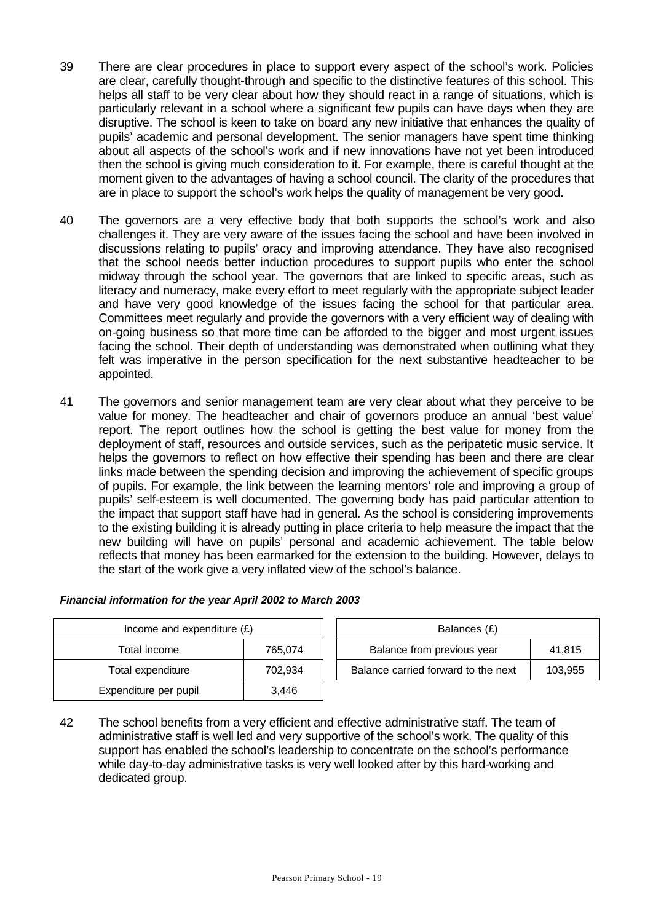39 There are clear procedures in place to support every aspect of the school's work. Policies are clear, carefully thought-through and specific to the distinctive features of this school. This helps all staff to be very clear about how they should react in a range of situations, which is particularly relevant in a school where a significant few pupils can have days when they are disruptive. The school is keen to take on board any new initiative that enhances the quality of pupils' academic and personal development. The senior managers have spent time thinking about all aspects of the school's work and if new innovations have not yet been introduced then the school is giving much consideration to it. For example, there is careful thought at the moment given to the advantages of having a school council. The clarity of the procedures that are in place to support the school's work helps the quality of management be very good.

40 The governors are a very effective body that both supports the school's work and also challenges it. They are very aware of the issues facing the school and have been involved in discussions relating to pupils' oracy and improving attendance. They have also recognised that the school needs better induction procedures to support pupils who enter the school midway through the school year. The governors that are linked to specific areas, such as literacy and numeracy, make every effort to meet regularly with the appropriate subject leader and have very good knowledge of the issues facing the school for that particular area. Committees meet regularly and provide the governors with a very efficient way of dealing with on-going business so that more time can be afforded to the bigger and most urgent issues facing the school. Their depth of understanding was demonstrated when outlining what they felt was imperative in the person specification for the next substantive headteacher to be appointed.

41 The governors and senior management team are very clear about what they perceive to be value for money. The headteacher and chair of governors produce an annual 'best value' report. The report outlines how the school is getting the best value for money from the deployment of staff, resources and outside services, such as the peripatetic music service. It helps the governors to reflect on how effective their spending has been and there are clear links made between the spending decision and improving the achievement of specific groups of pupils. For example, the link between the learning mentors' role and improving a group of pupils' self-esteem is well documented. The governing body has paid particular attention to the impact that support staff have had in general. As the school is considering improvements to the existing building it is already putting in place criteria to help measure the impact that the new building will have on pupils' personal and academic achievement. The table below reflects that money has been earmarked for the extension to the building. However, delays to the start of the work give a very inflated view of the school's balance.

***Financial information for the year April 2002 to March 2003***

| Income and expenditure (£) | |
|---|---|
| Total income | 765,074 |
| Total expenditure | 702,934 |
| Expenditure per pupil | 3,446 |

| Balances (£) | |
|---|---|
| Balance from previous year | 41,815 |
| Balance carried forward to the next | 103,955 |

42 The school benefits from a very efficient and effective administrative staff. The team of administrative staff is well led and very supportive of the school's work. The quality of this support has enabled the school's leadership to concentrate on the school's performance while day-to-day administrative tasks is very well looked after by this hard-working and dedicated group.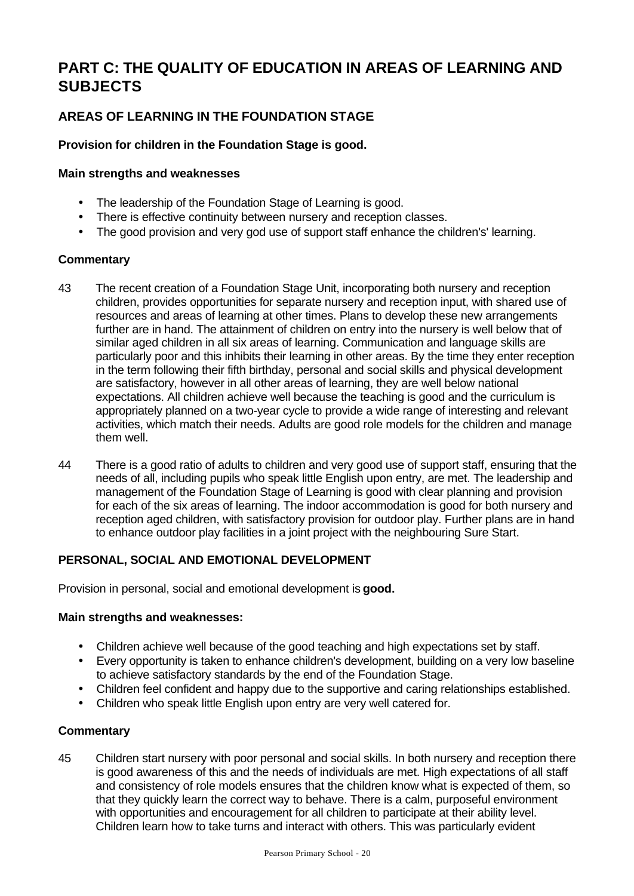# PART C: THE QUALITY OF EDUCATION IN AREAS OF LEARNING AND SUBJECTS

## AREAS OF LEARNING IN THE FOUNDATION STAGE

**Provision for children in the Foundation Stage is good.**

**Main strengths and weaknesses**

- The leadership of the Foundation Stage of Learning is good.
- There is effective continuity between nursery and reception classes.
- The good provision and very god use of support staff enhance the children's' learning.

**Commentary**

43 The recent creation of a Foundation Stage Unit, incorporating both nursery and reception children, provides opportunities for separate nursery and reception input, with shared use of resources and areas of learning at other times. Plans to develop these new arrangements further are in hand. The attainment of children on entry into the nursery is well below that of similar aged children in all six areas of learning. Communication and language skills are particularly poor and this inhibits their learning in other areas. By the time they enter reception in the term following their fifth birthday, personal and social skills and physical development are satisfactory, however in all other areas of learning, they are well below national expectations. All children achieve well because the teaching is good and the curriculum is appropriately planned on a two-year cycle to provide a wide range of interesting and relevant activities, which match their needs. Adults are good role models for the children and manage them well.

44 There is a good ratio of adults to children and very good use of support staff, ensuring that the needs of all, including pupils who speak little English upon entry, are met. The leadership and management of the Foundation Stage of Learning is good with clear planning and provision for each of the six areas of learning. The indoor accommodation is good for both nursery and reception aged children, with satisfactory provision for outdoor play. Further plans are in hand to enhance outdoor play facilities in a joint project with the neighbouring Sure Start.

## PERSONAL, SOCIAL AND EMOTIONAL DEVELOPMENT

Provision in personal, social and emotional development is **good.**

**Main strengths and weaknesses:**

- Children achieve well because of the good teaching and high expectations set by staff.
- Every opportunity is taken to enhance children's development, building on a very low baseline to achieve satisfactory standards by the end of the Foundation Stage.
- Children feel confident and happy due to the supportive and caring relationships established.
- Children who speak little English upon entry are very well catered for.

**Commentary**

45 Children start nursery with poor personal and social skills. In both nursery and reception there is good awareness of this and the needs of individuals are met. High expectations of all staff and consistency of role models ensures that the children know what is expected of them, so that they quickly learn the correct way to behave. There is a calm, purposeful environment with opportunities and encouragement for all children to participate at their ability level. Children learn how to take turns and interact with others. This was particularly evident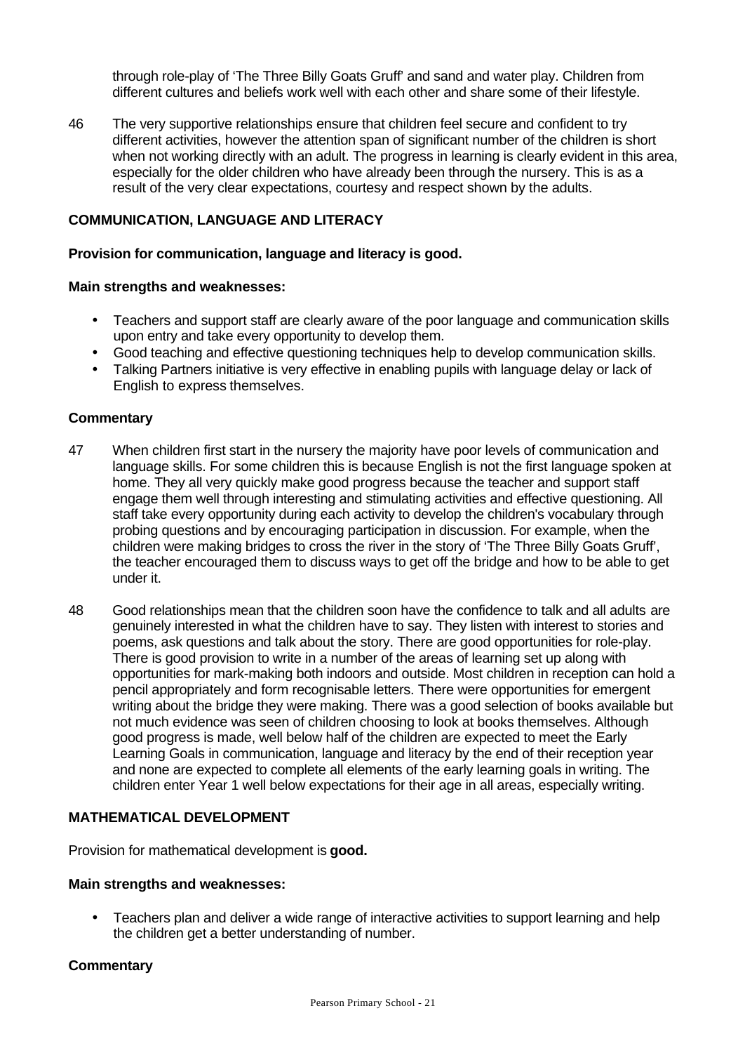through role-play of 'The Three Billy Goats Gruff' and sand and water play. Children from different cultures and beliefs work well with each other and share some of their lifestyle.

46 The very supportive relationships ensure that children feel secure and confident to try different activities, however the attention span of significant number of the children is short when not working directly with an adult. The progress in learning is clearly evident in this area, especially for the older children who have already been through the nursery. This is as a result of the very clear expectations, courtesy and respect shown by the adults.

### COMMUNICATION, LANGUAGE AND LITERACY

**Provision for communication, language and literacy is good.**

**Main strengths and weaknesses:**

- Teachers and support staff are clearly aware of the poor language and communication skills upon entry and take every opportunity to develop them.
- Good teaching and effective questioning techniques help to develop communication skills.
- Talking Partners initiative is very effective in enabling pupils with language delay or lack of English to express themselves.

**Commentary**

47 When children first start in the nursery the majority have poor levels of communication and language skills. For some children this is because English is not the first language spoken at home. They all very quickly make good progress because the teacher and support staff engage them well through interesting and stimulating activities and effective questioning. All staff take every opportunity during each activity to develop the children's vocabulary through probing questions and by encouraging participation in discussion. For example, when the children were making bridges to cross the river in the story of 'The Three Billy Goats Gruff', the teacher encouraged them to discuss ways to get off the bridge and how to be able to get under it.

48 Good relationships mean that the children soon have the confidence to talk and all adults are genuinely interested in what the children have to say. They listen with interest to stories and poems, ask questions and talk about the story. There are good opportunities for role-play. There is good provision to write in a number of the areas of learning set up along with opportunities for mark-making both indoors and outside. Most children in reception can hold a pencil appropriately and form recognisable letters. There were opportunities for emergent writing about the bridge they were making. There was a good selection of books available but not much evidence was seen of children choosing to look at books themselves. Although good progress is made, well below half of the children are expected to meet the Early Learning Goals in communication, language and literacy by the end of their reception year and none are expected to complete all elements of the early learning goals in writing. The children enter Year 1 well below expectations for their age in all areas, especially writing.

### MATHEMATICAL DEVELOPMENT

Provision for mathematical development is **good.**

**Main strengths and weaknesses:**

- Teachers plan and deliver a wide range of interactive activities to support learning and help the children get a better understanding of number.

**Commentary**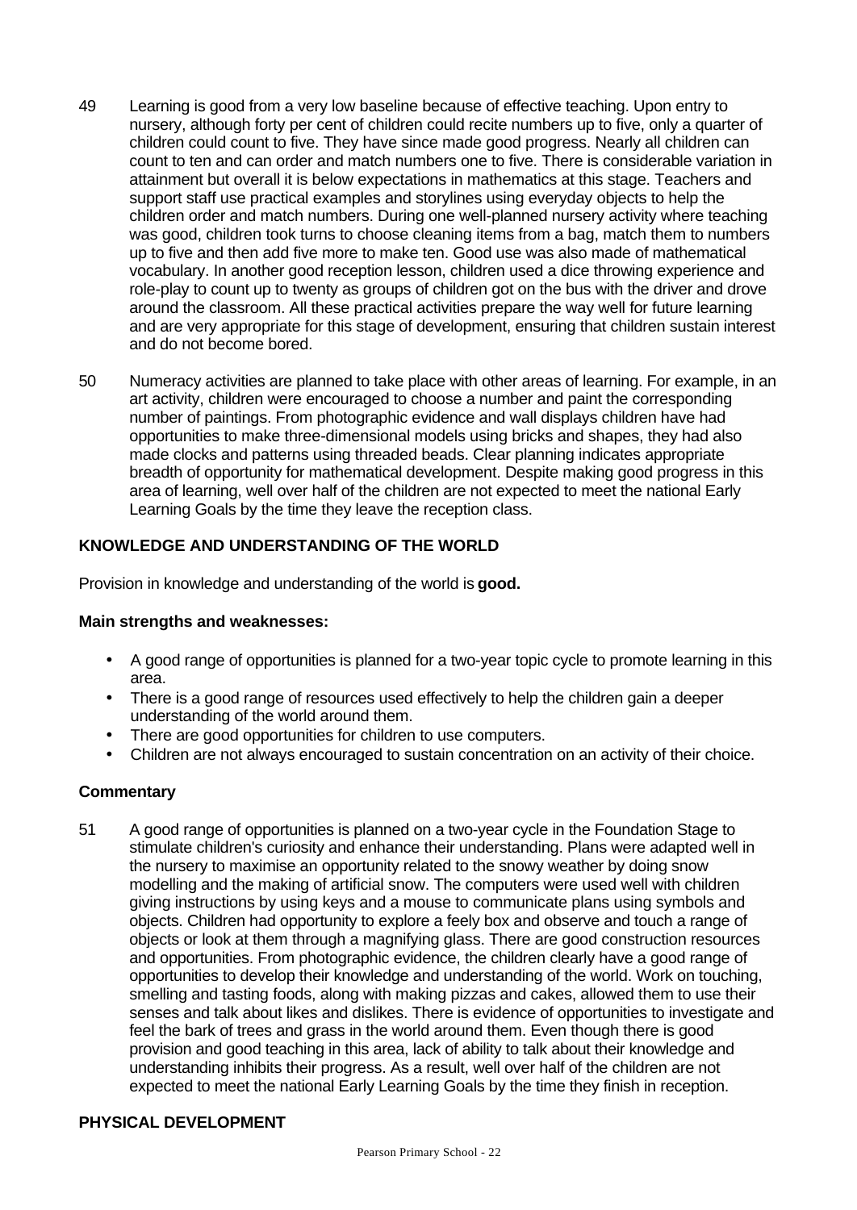49 Learning is good from a very low baseline because of effective teaching. Upon entry to nursery, although forty per cent of children could recite numbers up to five, only a quarter of children could count to five. They have since made good progress. Nearly all children can count to ten and can order and match numbers one to five. There is considerable variation in attainment but overall it is below expectations in mathematics at this stage. Teachers and support staff use practical examples and storylines using everyday objects to help the children order and match numbers. During one well-planned nursery activity where teaching was good, children took turns to choose cleaning items from a bag, match them to numbers up to five and then add five more to make ten. Good use was also made of mathematical vocabulary. In another good reception lesson, children used a dice throwing experience and role-play to count up to twenty as groups of children got on the bus with the driver and drove around the classroom. All these practical activities prepare the way well for future learning and are very appropriate for this stage of development, ensuring that children sustain interest and do not become bored.

50 Numeracy activities are planned to take place with other areas of learning. For example, in an art activity, children were encouraged to choose a number and paint the corresponding number of paintings. From photographic evidence and wall displays children have had opportunities to make three-dimensional models using bricks and shapes, they had also made clocks and patterns using threaded beads. Clear planning indicates appropriate breadth of opportunity for mathematical development. Despite making good progress in this area of learning, well over half of the children are not expected to meet the national Early Learning Goals by the time they leave the reception class.

## KNOWLEDGE AND UNDERSTANDING OF THE WORLD

Provision in knowledge and understanding of the world is **good.**

**Main strengths and weaknesses:**

- A good range of opportunities is planned for a two-year topic cycle to promote learning in this area.
- There is a good range of resources used effectively to help the children gain a deeper understanding of the world around them.
- There are good opportunities for children to use computers.
- Children are not always encouraged to sustain concentration on an activity of their choice.

**Commentary**

51 A good range of opportunities is planned on a two-year cycle in the Foundation Stage to stimulate children's curiosity and enhance their understanding. Plans were adapted well in the nursery to maximise an opportunity related to the snowy weather by doing snow modelling and the making of artificial snow. The computers were used well with children giving instructions by using keys and a mouse to communicate plans using symbols and objects. Children had opportunity to explore a feely box and observe and touch a range of objects or look at them through a magnifying glass. There are good construction resources and opportunities. From photographic evidence, the children clearly have a good range of opportunities to develop their knowledge and understanding of the world. Work on touching, smelling and tasting foods, along with making pizzas and cakes, allowed them to use their senses and talk about likes and dislikes. There is evidence of opportunities to investigate and feel the bark of trees and grass in the world around them. Even though there is good provision and good teaching in this area, lack of ability to talk about their knowledge and understanding inhibits their progress. As a result, well over half of the children are not expected to meet the national Early Learning Goals by the time they finish in reception.

## PHYSICAL DEVELOPMENT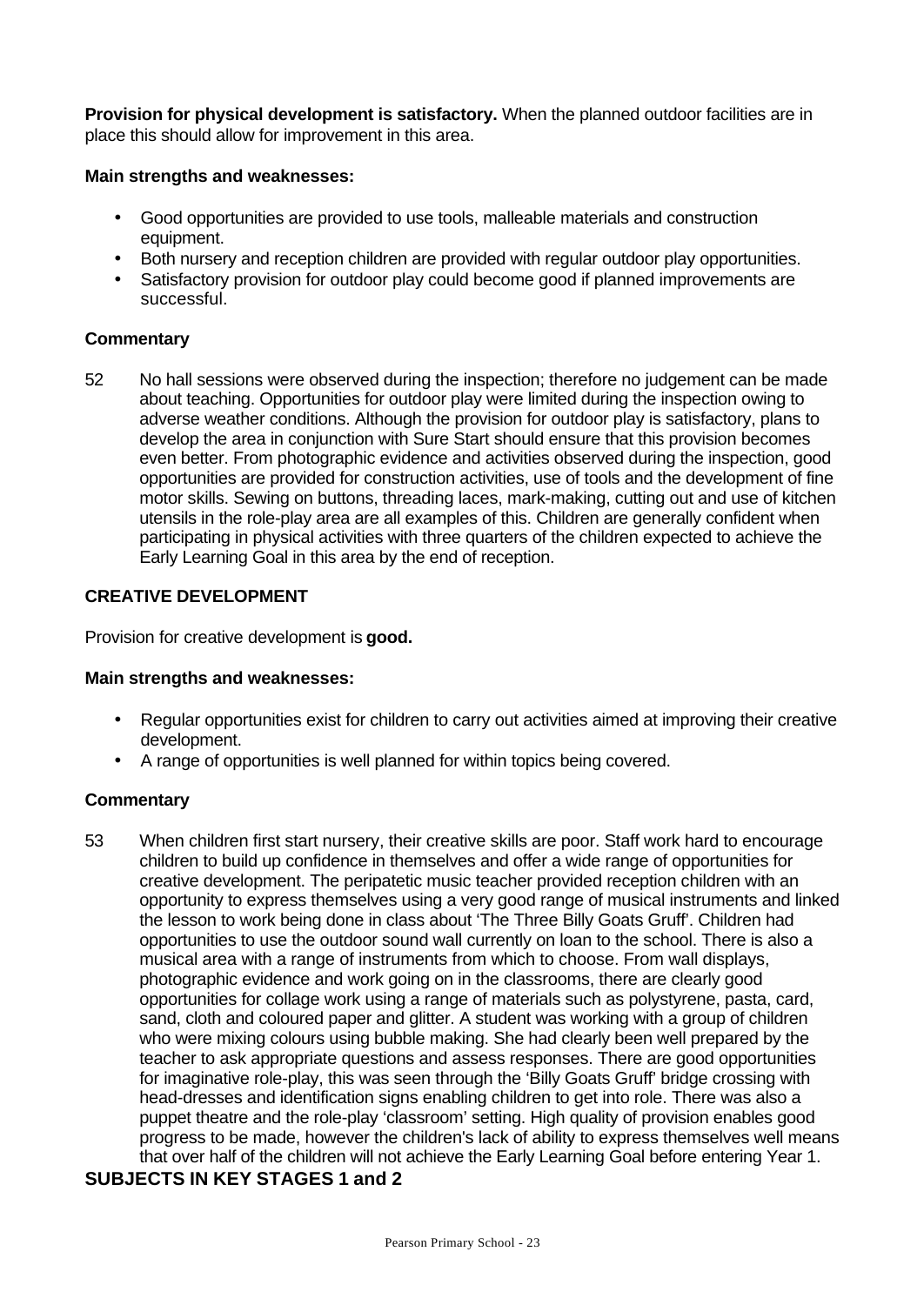**Provision for physical development is satisfactory.** When the planned outdoor facilities are in place this should allow for improvement in this area.

**Main strengths and weaknesses:**

- Good opportunities are provided to use tools, malleable materials and construction equipment.
- Both nursery and reception children are provided with regular outdoor play opportunities.
- Satisfactory provision for outdoor play could become good if planned improvements are successful.

**Commentary**

52 No hall sessions were observed during the inspection; therefore no judgement can be made about teaching. Opportunities for outdoor play were limited during the inspection owing to adverse weather conditions. Although the provision for outdoor play is satisfactory, plans to develop the area in conjunction with Sure Start should ensure that this provision becomes even better. From photographic evidence and activities observed during the inspection, good opportunities are provided for construction activities, use of tools and the development of fine motor skills. Sewing on buttons, threading laces, mark-making, cutting out and use of kitchen utensils in the role-play area are all examples of this. Children are generally confident when participating in physical activities with three quarters of the children expected to achieve the Early Learning Goal in this area by the end of reception.

**CREATIVE DEVELOPMENT**

Provision for creative development is **good.**

**Main strengths and weaknesses:**

- Regular opportunities exist for children to carry out activities aimed at improving their creative development.
- A range of opportunities is well planned for within topics being covered.

**Commentary**

53 When children first start nursery, their creative skills are poor. Staff work hard to encourage children to build up confidence in themselves and offer a wide range of opportunities for creative development. The peripatetic music teacher provided reception children with an opportunity to express themselves using a very good range of musical instruments and linked the lesson to work being done in class about 'The Three Billy Goats Gruff'. Children had opportunities to use the outdoor sound wall currently on loan to the school. There is also a musical area with a range of instruments from which to choose. From wall displays, photographic evidence and work going on in the classrooms, there are clearly good opportunities for collage work using a range of materials such as polystyrene, pasta, card, sand, cloth and coloured paper and glitter. A student was working with a group of children who were mixing colours using bubble making. She had clearly been well prepared by the teacher to ask appropriate questions and assess responses. There are good opportunities for imaginative role-play, this was seen through the 'Billy Goats Gruff' bridge crossing with head-dresses and identification signs enabling children to get into role. There was also a puppet theatre and the role-play 'classroom' setting. High quality of provision enables good progress to be made, however the children's lack of ability to express themselves well means that over half of the children will not achieve the Early Learning Goal before entering Year 1.

**SUBJECTS IN KEY STAGES 1 and 2**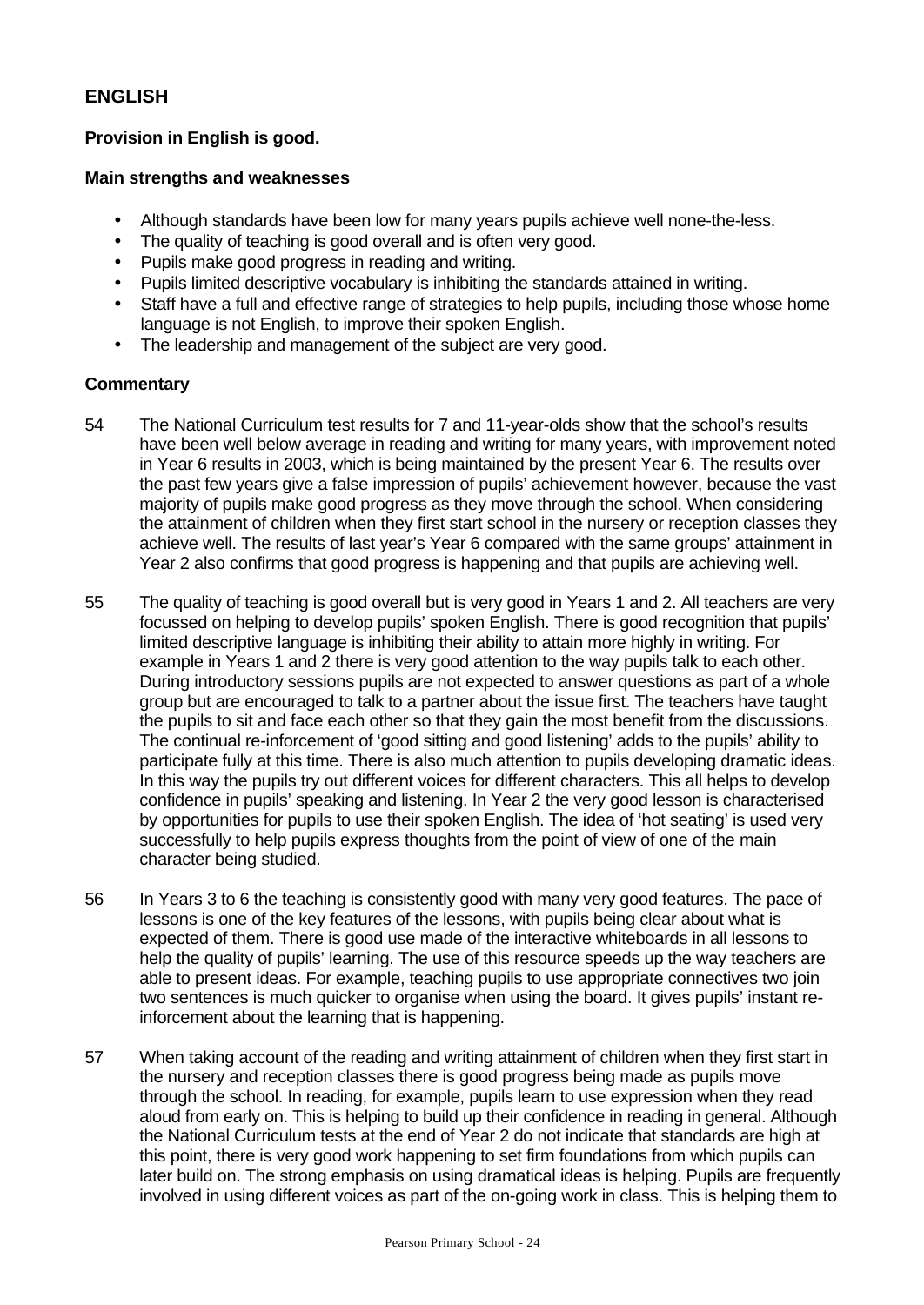## ENGLISH

**Provision in English is good.**

**Main strengths and weaknesses**

- Although standards have been low for many years pupils achieve well none-the-less.
- The quality of teaching is good overall and is often very good.
- Pupils make good progress in reading and writing.
- Pupils limited descriptive vocabulary is inhibiting the standards attained in writing.
- Staff have a full and effective range of strategies to help pupils, including those whose home language is not English, to improve their spoken English.
- The leadership and management of the subject are very good.

**Commentary**

54 The National Curriculum test results for 7 and 11-year-olds show that the school's results have been well below average in reading and writing for many years, with improvement noted in Year 6 results in 2003, which is being maintained by the present Year 6. The results over the past few years give a false impression of pupils' achievement however, because the vast majority of pupils make good progress as they move through the school. When considering the attainment of children when they first start school in the nursery or reception classes they achieve well. The results of last year's Year 6 compared with the same groups' attainment in Year 2 also confirms that good progress is happening and that pupils are achieving well.

55 The quality of teaching is good overall but is very good in Years 1 and 2. All teachers are very focussed on helping to develop pupils' spoken English. There is good recognition that pupils' limited descriptive language is inhibiting their ability to attain more highly in writing. For example in Years 1 and 2 there is very good attention to the way pupils talk to each other. During introductory sessions pupils are not expected to answer questions as part of a whole group but are encouraged to talk to a partner about the issue first. The teachers have taught the pupils to sit and face each other so that they gain the most benefit from the discussions. The continual re-inforcement of 'good sitting and good listening' adds to the pupils' ability to participate fully at this time. There is also much attention to pupils developing dramatic ideas. In this way the pupils try out different voices for different characters. This all helps to develop confidence in pupils' speaking and listening. In Year 2 the very good lesson is characterised by opportunities for pupils to use their spoken English. The idea of 'hot seating' is used very successfully to help pupils express thoughts from the point of view of one of the main character being studied.

56 In Years 3 to 6 the teaching is consistently good with many very good features. The pace of lessons is one of the key features of the lessons, with pupils being clear about what is expected of them. There is good use made of the interactive whiteboards in all lessons to help the quality of pupils' learning. The use of this resource speeds up the way teachers are able to present ideas. For example, teaching pupils to use appropriate connectives two join two sentences is much quicker to organise when using the board. It gives pupils' instant re-inforcement about the learning that is happening.

57 When taking account of the reading and writing attainment of children when they first start in the nursery and reception classes there is good progress being made as pupils move through the school. In reading, for example, pupils learn to use expression when they read aloud from early on. This is helping to build up their confidence in reading in general. Although the National Curriculum tests at the end of Year 2 do not indicate that standards are high at this point, there is very good work happening to set firm foundations from which pupils can later build on. The strong emphasis on using dramatical ideas is helping. Pupils are frequently involved in using different voices as part of the on-going work in class. This is helping them to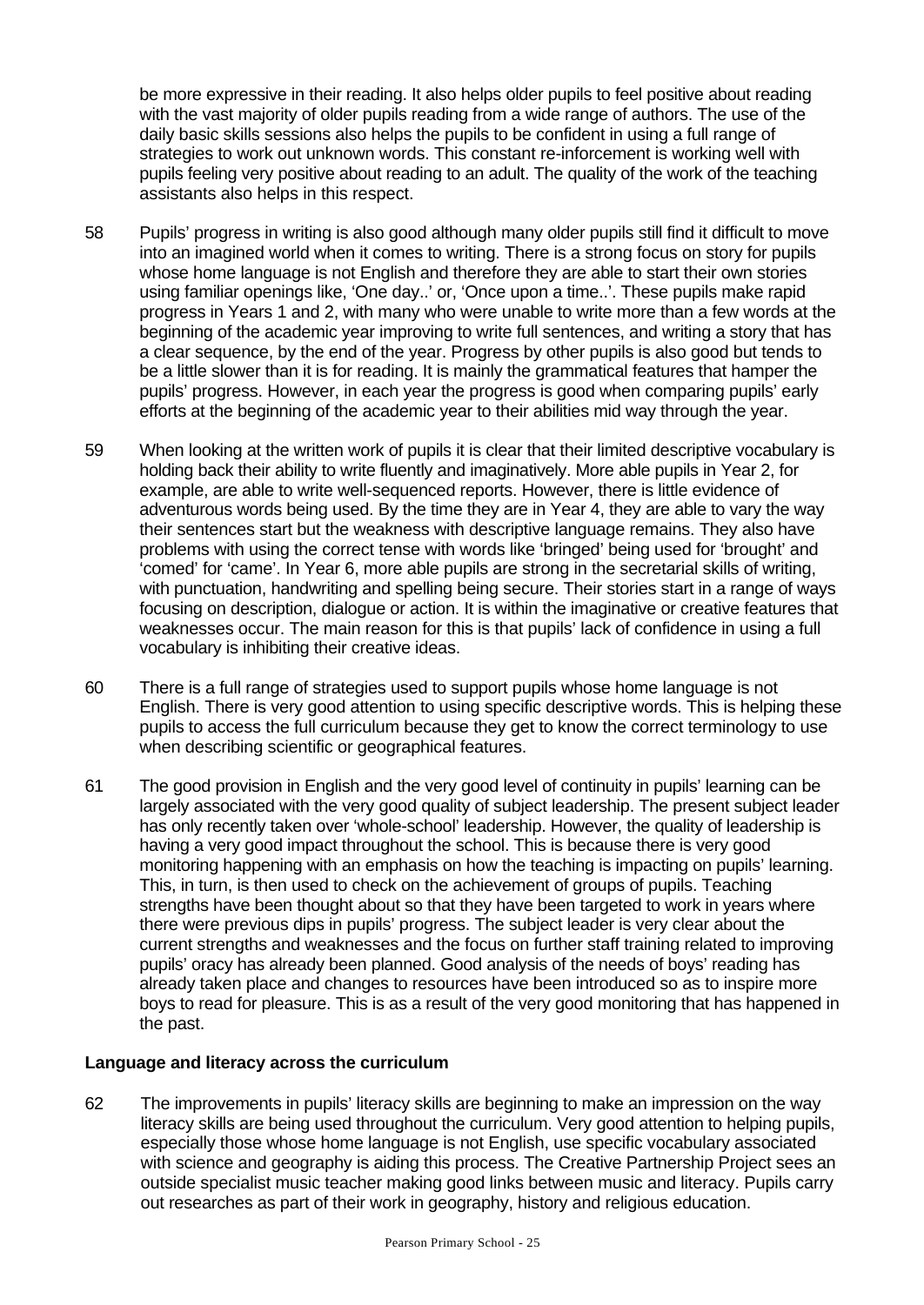be more expressive in their reading. It also helps older pupils to feel positive about reading with the vast majority of older pupils reading from a wide range of authors. The use of the daily basic skills sessions also helps the pupils to be confident in using a full range of strategies to work out unknown words. This constant re-inforcement is working well with pupils feeling very positive about reading to an adult. The quality of the work of the teaching assistants also helps in this respect.

58 Pupils' progress in writing is also good although many older pupils still find it difficult to move into an imagined world when it comes to writing. There is a strong focus on story for pupils whose home language is not English and therefore they are able to start their own stories using familiar openings like, 'One day..' or, 'Once upon a time..'. These pupils make rapid progress in Years 1 and 2, with many who were unable to write more than a few words at the beginning of the academic year improving to write full sentences, and writing a story that has a clear sequence, by the end of the year. Progress by other pupils is also good but tends to be a little slower than it is for reading. It is mainly the grammatical features that hamper the pupils' progress. However, in each year the progress is good when comparing pupils' early efforts at the beginning of the academic year to their abilities mid way through the year.

59 When looking at the written work of pupils it is clear that their limited descriptive vocabulary is holding back their ability to write fluently and imaginatively. More able pupils in Year 2, for example, are able to write well-sequenced reports. However, there is little evidence of adventurous words being used. By the time they are in Year 4, they are able to vary the way their sentences start but the weakness with descriptive language remains. They also have problems with using the correct tense with words like 'bringed' being used for 'brought' and 'comed' for 'came'. In Year 6, more able pupils are strong in the secretarial skills of writing, with punctuation, handwriting and spelling being secure. Their stories start in a range of ways focusing on description, dialogue or action. It is within the imaginative or creative features that weaknesses occur. The main reason for this is that pupils' lack of confidence in using a full vocabulary is inhibiting their creative ideas.

60 There is a full range of strategies used to support pupils whose home language is not English. There is very good attention to using specific descriptive words. This is helping these pupils to access the full curriculum because they get to know the correct terminology to use when describing scientific or geographical features.

61 The good provision in English and the very good level of continuity in pupils' learning can be largely associated with the very good quality of subject leadership. The present subject leader has only recently taken over 'whole-school' leadership. However, the quality of leadership is having a very good impact throughout the school. This is because there is very good monitoring happening with an emphasis on how the teaching is impacting on pupils' learning. This, in turn, is then used to check on the achievement of groups of pupils. Teaching strengths have been thought about so that they have been targeted to work in years where there were previous dips in pupils' progress. The subject leader is very clear about the current strengths and weaknesses and the focus on further staff training related to improving pupils' oracy has already been planned. Good analysis of the needs of boys' reading has already taken place and changes to resources have been introduced so as to inspire more boys to read for pleasure. This is as a result of the very good monitoring that has happened in the past.

**Language and literacy across the curriculum**

62 The improvements in pupils' literacy skills are beginning to make an impression on the way literacy skills are being used throughout the curriculum. Very good attention to helping pupils, especially those whose home language is not English, use specific vocabulary associated with science and geography is aiding this process. The Creative Partnership Project sees an outside specialist music teacher making good links between music and literacy. Pupils carry out researches as part of their work in geography, history and religious education.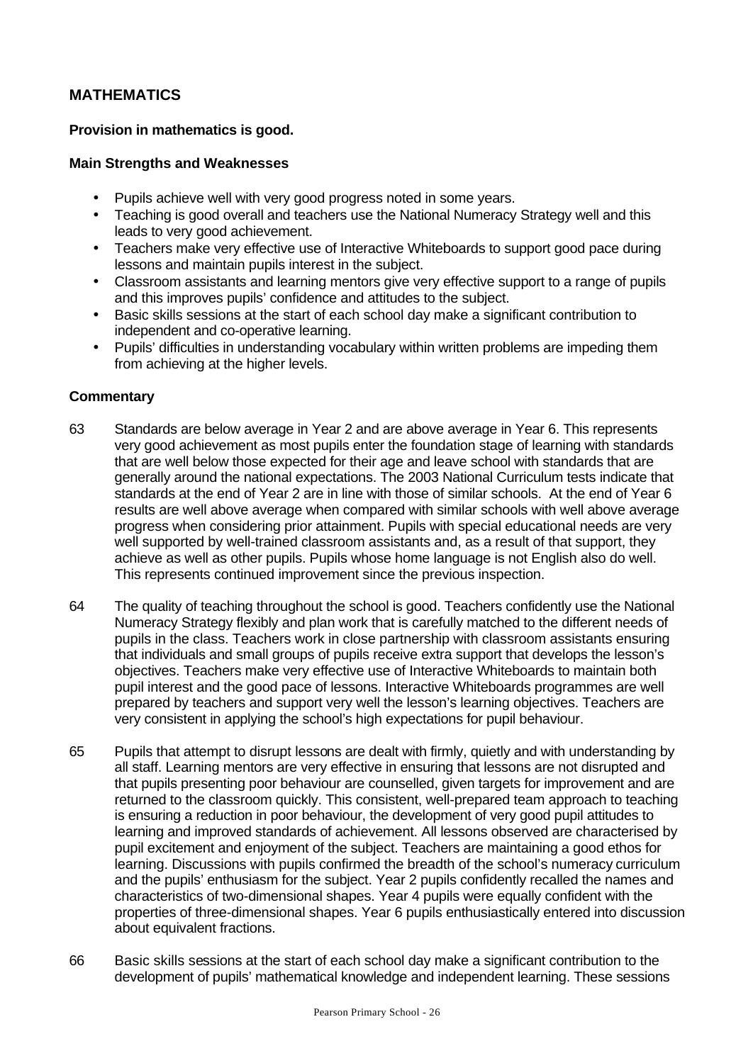## MATHEMATICS

**Provision in mathematics is good.**

**Main Strengths and Weaknesses**

- Pupils achieve well with very good progress noted in some years.
- Teaching is good overall and teachers use the National Numeracy Strategy well and this leads to very good achievement.
- Teachers make very effective use of Interactive Whiteboards to support good pace during lessons and maintain pupils interest in the subject.
- Classroom assistants and learning mentors give very effective support to a range of pupils and this improves pupils' confidence and attitudes to the subject.
- Basic skills sessions at the start of each school day make a significant contribution to independent and co-operative learning.
- Pupils' difficulties in understanding vocabulary within written problems are impeding them from achieving at the higher levels.

**Commentary**

63 Standards are below average in Year 2 and are above average in Year 6. This represents very good achievement as most pupils enter the foundation stage of learning with standards that are well below those expected for their age and leave school with standards that are generally around the national expectations. The 2003 National Curriculum tests indicate that standards at the end of Year 2 are in line with those of similar schools. At the end of Year 6 results are well above average when compared with similar schools with well above average progress when considering prior attainment. Pupils with special educational needs are very well supported by well-trained classroom assistants and, as a result of that support, they achieve as well as other pupils. Pupils whose home language is not English also do well. This represents continued improvement since the previous inspection.

64 The quality of teaching throughout the school is good. Teachers confidently use the National Numeracy Strategy flexibly and plan work that is carefully matched to the different needs of pupils in the class. Teachers work in close partnership with classroom assistants ensuring that individuals and small groups of pupils receive extra support that develops the lesson's objectives. Teachers make very effective use of Interactive Whiteboards to maintain both pupil interest and the good pace of lessons. Interactive Whiteboards programmes are well prepared by teachers and support very well the lesson's learning objectives. Teachers are very consistent in applying the school's high expectations for pupil behaviour.

65 Pupils that attempt to disrupt lessons are dealt with firmly, quietly and with understanding by all staff. Learning mentors are very effective in ensuring that lessons are not disrupted and that pupils presenting poor behaviour are counselled, given targets for improvement and are returned to the classroom quickly. This consistent, well-prepared team approach to teaching is ensuring a reduction in poor behaviour, the development of very good pupil attitudes to learning and improved standards of achievement. All lessons observed are characterised by pupil excitement and enjoyment of the subject. Teachers are maintaining a good ethos for learning. Discussions with pupils confirmed the breadth of the school's numeracy curriculum and the pupils' enthusiasm for the subject. Year 2 pupils confidently recalled the names and characteristics of two-dimensional shapes. Year 4 pupils were equally confident with the properties of three-dimensional shapes. Year 6 pupils enthusiastically entered into discussion about equivalent fractions.

66 Basic skills sessions at the start of each school day make a significant contribution to the development of pupils' mathematical knowledge and independent learning. These sessions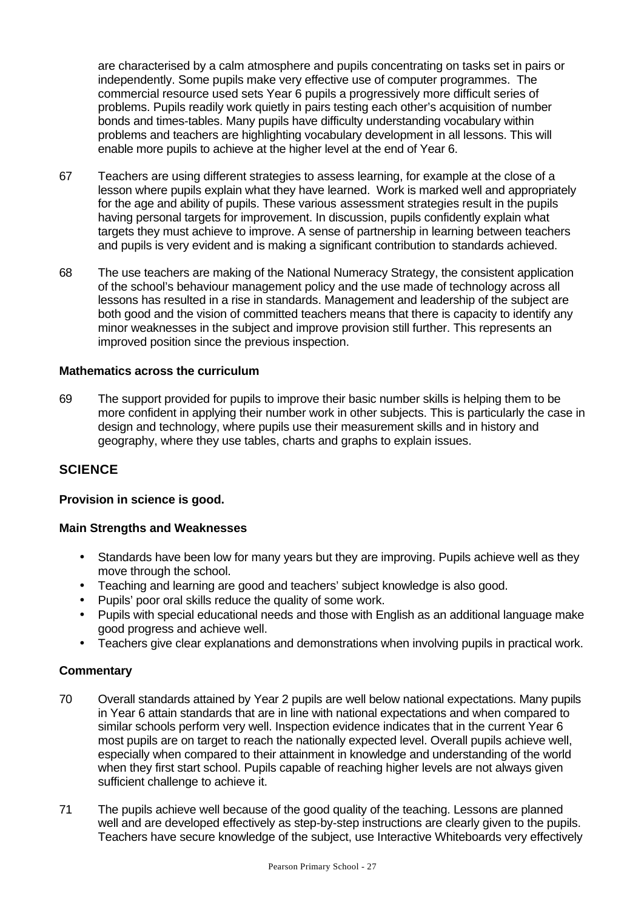are characterised by a calm atmosphere and pupils concentrating on tasks set in pairs or independently. Some pupils make very effective use of computer programmes. The commercial resource used sets Year 6 pupils a progressively more difficult series of problems. Pupils readily work quietly in pairs testing each other's acquisition of number bonds and times-tables. Many pupils have difficulty understanding vocabulary within problems and teachers are highlighting vocabulary development in all lessons. This will enable more pupils to achieve at the higher level at the end of Year 6.

67 Teachers are using different strategies to assess learning, for example at the close of a lesson where pupils explain what they have learned. Work is marked well and appropriately for the age and ability of pupils. These various assessment strategies result in the pupils having personal targets for improvement. In discussion, pupils confidently explain what targets they must achieve to improve. A sense of partnership in learning between teachers and pupils is very evident and is making a significant contribution to standards achieved.

68 The use teachers are making of the National Numeracy Strategy, the consistent application of the school's behaviour management policy and the use made of technology across all lessons has resulted in a rise in standards. Management and leadership of the subject are both good and the vision of committed teachers means that there is capacity to identify any minor weaknesses in the subject and improve provision still further. This represents an improved position since the previous inspection.

**Mathematics across the curriculum**

69 The support provided for pupils to improve their basic number skills is helping them to be more confident in applying their number work in other subjects. This is particularly the case in design and technology, where pupils use their measurement skills and in history and geography, where they use tables, charts and graphs to explain issues.

## SCIENCE

**Provision in science is good.**

**Main Strengths and Weaknesses**

- Standards have been low for many years but they are improving. Pupils achieve well as they move through the school.
- Teaching and learning are good and teachers' subject knowledge is also good.
- Pupils' poor oral skills reduce the quality of some work.
- Pupils with special educational needs and those with English as an additional language make good progress and achieve well.
- Teachers give clear explanations and demonstrations when involving pupils in practical work.

**Commentary**

70 Overall standards attained by Year 2 pupils are well below national expectations. Many pupils in Year 6 attain standards that are in line with national expectations and when compared to similar schools perform very well. Inspection evidence indicates that in the current Year 6 most pupils are on target to reach the nationally expected level. Overall pupils achieve well, especially when compared to their attainment in knowledge and understanding of the world when they first start school. Pupils capable of reaching higher levels are not always given sufficient challenge to achieve it.

71 The pupils achieve well because of the good quality of the teaching. Lessons are planned well and are developed effectively as step-by-step instructions are clearly given to the pupils. Teachers have secure knowledge of the subject, use Interactive Whiteboards very effectively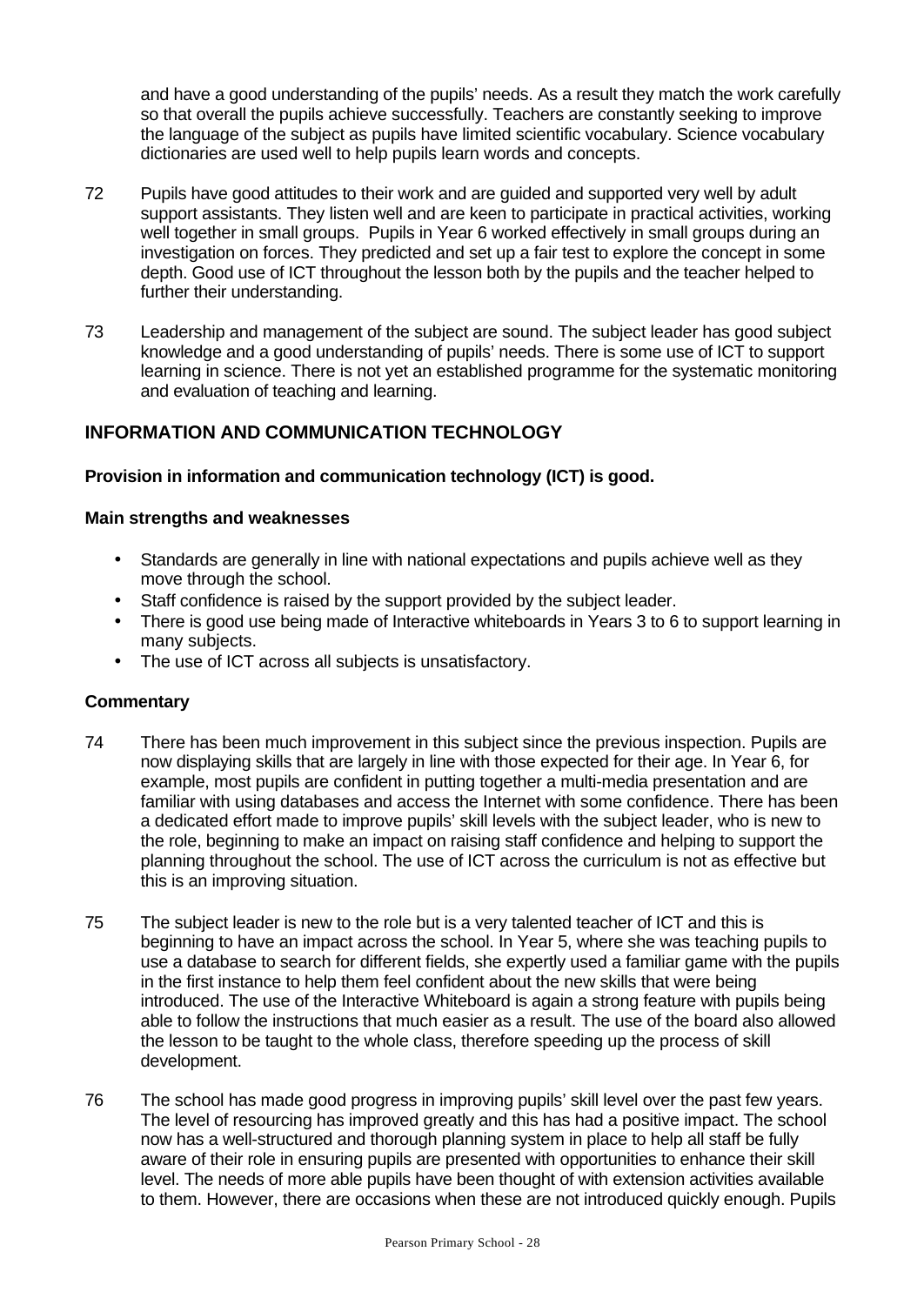and have a good understanding of the pupils' needs. As a result they match the work carefully so that overall the pupils achieve successfully. Teachers are constantly seeking to improve the language of the subject as pupils have limited scientific vocabulary. Science vocabulary dictionaries are used well to help pupils learn words and concepts.

72 Pupils have good attitudes to their work and are guided and supported very well by adult support assistants. They listen well and are keen to participate in practical activities, working well together in small groups. Pupils in Year 6 worked effectively in small groups during an investigation on forces. They predicted and set up a fair test to explore the concept in some depth. Good use of ICT throughout the lesson both by the pupils and the teacher helped to further their understanding.

73 Leadership and management of the subject are sound. The subject leader has good subject knowledge and a good understanding of pupils' needs. There is some use of ICT to support learning in science. There is not yet an established programme for the systematic monitoring and evaluation of teaching and learning.

## INFORMATION AND COMMUNICATION TECHNOLOGY

**Provision in information and communication technology (ICT) is good.**

**Main strengths and weaknesses**

- Standards are generally in line with national expectations and pupils achieve well as they move through the school.
- Staff confidence is raised by the support provided by the subject leader.
- There is good use being made of Interactive whiteboards in Years 3 to 6 to support learning in many subjects.
- The use of ICT across all subjects is unsatisfactory.

**Commentary**

74 There has been much improvement in this subject since the previous inspection. Pupils are now displaying skills that are largely in line with those expected for their age. In Year 6, for example, most pupils are confident in putting together a multi-media presentation and are familiar with using databases and access the Internet with some confidence. There has been a dedicated effort made to improve pupils' skill levels with the subject leader, who is new to the role, beginning to make an impact on raising staff confidence and helping to support the planning throughout the school. The use of ICT across the curriculum is not as effective but this is an improving situation.

75 The subject leader is new to the role but is a very talented teacher of ICT and this is beginning to have an impact across the school. In Year 5, where she was teaching pupils to use a database to search for different fields, she expertly used a familiar game with the pupils in the first instance to help them feel confident about the new skills that were being introduced. The use of the Interactive Whiteboard is again a strong feature with pupils being able to follow the instructions that much easier as a result. The use of the board also allowed the lesson to be taught to the whole class, therefore speeding up the process of skill development.

76 The school has made good progress in improving pupils' skill level over the past few years. The level of resourcing has improved greatly and this has had a positive impact. The school now has a well-structured and thorough planning system in place to help all staff be fully aware of their role in ensuring pupils are presented with opportunities to enhance their skill level. The needs of more able pupils have been thought of with extension activities available to them. However, there are occasions when these are not introduced quickly enough. Pupils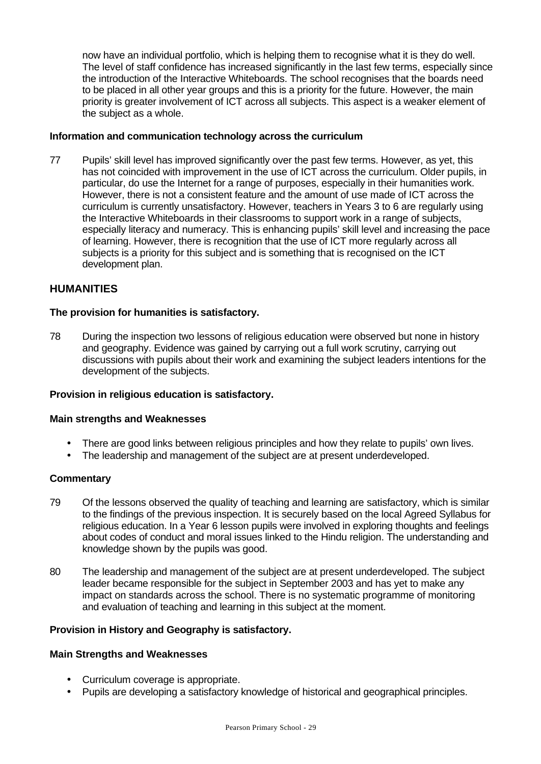now have an individual portfolio, which is helping them to recognise what it is they do well. The level of staff confidence has increased significantly in the last few terms, especially since the introduction of the Interactive Whiteboards. The school recognises that the boards need to be placed in all other year groups and this is a priority for the future. However, the main priority is greater involvement of ICT across all subjects. This aspect is a weaker element of the subject as a whole.

**Information and communication technology across the curriculum**

77 Pupils' skill level has improved significantly over the past few terms. However, as yet, this has not coincided with improvement in the use of ICT across the curriculum. Older pupils, in particular, do use the Internet for a range of purposes, especially in their humanities work. However, there is not a consistent feature and the amount of use made of ICT across the curriculum is currently unsatisfactory. However, teachers in Years 3 to 6 are regularly using the Interactive Whiteboards in their classrooms to support work in a range of subjects, especially literacy and numeracy. This is enhancing pupils' skill level and increasing the pace of learning. However, there is recognition that the use of ICT more regularly across all subjects is a priority for this subject and is something that is recognised on the ICT development plan.

## HUMANITIES

**The provision for humanities is satisfactory.**

78 During the inspection two lessons of religious education were observed but none in history and geography. Evidence was gained by carrying out a full work scrutiny, carrying out discussions with pupils about their work and examining the subject leaders intentions for the development of the subjects.

**Provision in religious education is satisfactory.**

**Main strengths and Weaknesses**

- There are good links between religious principles and how they relate to pupils' own lives.
- The leadership and management of the subject are at present underdeveloped.

**Commentary**

79 Of the lessons observed the quality of teaching and learning are satisfactory, which is similar to the findings of the previous inspection. It is securely based on the local Agreed Syllabus for religious education. In a Year 6 lesson pupils were involved in exploring thoughts and feelings about codes of conduct and moral issues linked to the Hindu religion. The understanding and knowledge shown by the pupils was good.

80 The leadership and management of the subject are at present underdeveloped. The subject leader became responsible for the subject in September 2003 and has yet to make any impact on standards across the school. There is no systematic programme of monitoring and evaluation of teaching and learning in this subject at the moment.

**Provision in History and Geography is satisfactory.**

**Main Strengths and Weaknesses**

- Curriculum coverage is appropriate.
- Pupils are developing a satisfactory knowledge of historical and geographical principles.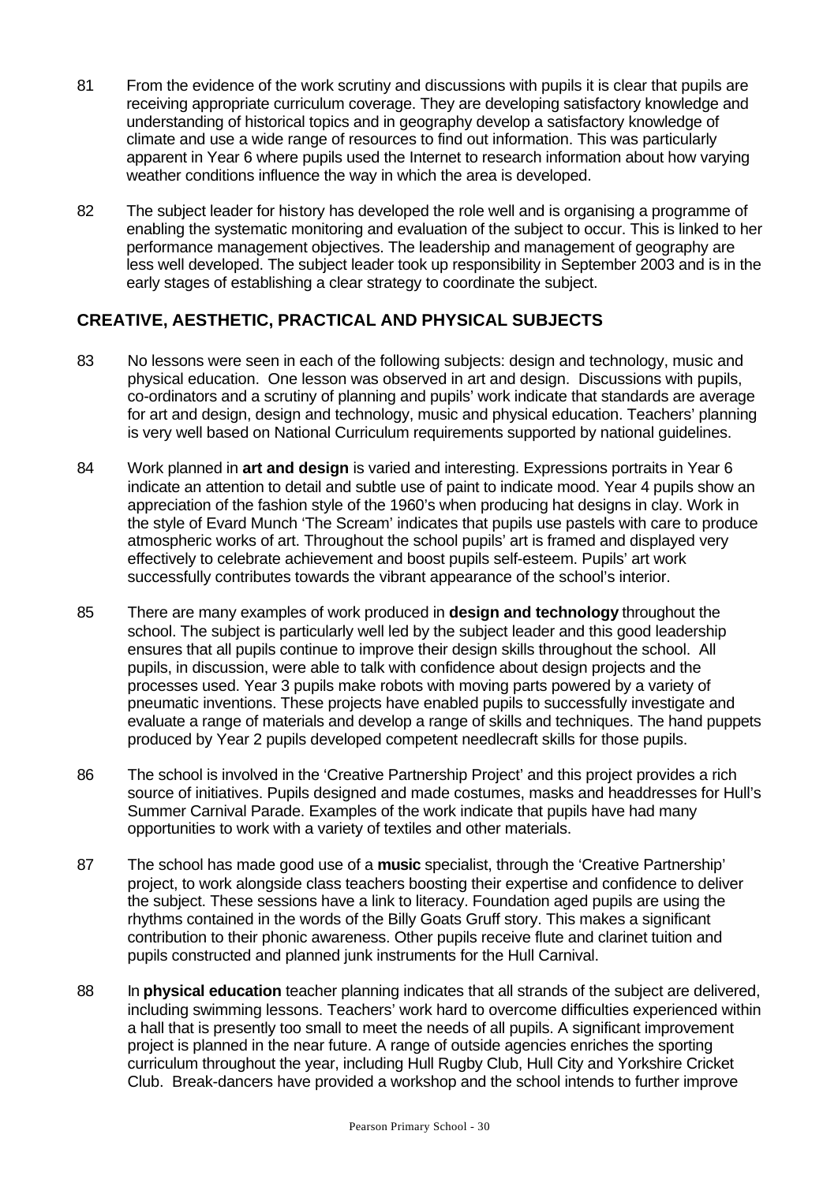81 From the evidence of the work scrutiny and discussions with pupils it is clear that pupils are receiving appropriate curriculum coverage. They are developing satisfactory knowledge and understanding of historical topics and in geography develop a satisfactory knowledge of climate and use a wide range of resources to find out information. This was particularly apparent in Year 6 where pupils used the Internet to research information about how varying weather conditions influence the way in which the area is developed.

82 The subject leader for history has developed the role well and is organising a programme of enabling the systematic monitoring and evaluation of the subject to occur. This is linked to her performance management objectives. The leadership and management of geography are less well developed. The subject leader took up responsibility in September 2003 and is in the early stages of establishing a clear strategy to coordinate the subject.

## CREATIVE, AESTHETIC, PRACTICAL AND PHYSICAL SUBJECTS

83 No lessons were seen in each of the following subjects: design and technology, music and physical education. One lesson was observed in art and design. Discussions with pupils, co-ordinators and a scrutiny of planning and pupils' work indicate that standards are average for art and design, design and technology, music and physical education. Teachers' planning is very well based on National Curriculum requirements supported by national guidelines.

84 Work planned in **art and design** is varied and interesting. Expressions portraits in Year 6 indicate an attention to detail and subtle use of paint to indicate mood. Year 4 pupils show an appreciation of the fashion style of the 1960's when producing hat designs in clay. Work in the style of Evard Munch 'The Scream' indicates that pupils use pastels with care to produce atmospheric works of art. Throughout the school pupils' art is framed and displayed very effectively to celebrate achievement and boost pupils self-esteem. Pupils' art work successfully contributes towards the vibrant appearance of the school's interior.

85 There are many examples of work produced in **design and technology** throughout the school. The subject is particularly well led by the subject leader and this good leadership ensures that all pupils continue to improve their design skills throughout the school. All pupils, in discussion, were able to talk with confidence about design projects and the processes used. Year 3 pupils make robots with moving parts powered by a variety of pneumatic inventions. These projects have enabled pupils to successfully investigate and evaluate a range of materials and develop a range of skills and techniques. The hand puppets produced by Year 2 pupils developed competent needlecraft skills for those pupils.

86 The school is involved in the 'Creative Partnership Project' and this project provides a rich source of initiatives. Pupils designed and made costumes, masks and headdresses for Hull's Summer Carnival Parade. Examples of the work indicate that pupils have had many opportunities to work with a variety of textiles and other materials.

87 The school has made good use of a **music** specialist, through the 'Creative Partnership' project, to work alongside class teachers boosting their expertise and confidence to deliver the subject. These sessions have a link to literacy. Foundation aged pupils are using the rhythms contained in the words of the Billy Goats Gruff story. This makes a significant contribution to their phonic awareness. Other pupils receive flute and clarinet tuition and pupils constructed and planned junk instruments for the Hull Carnival.

88 In **physical education** teacher planning indicates that all strands of the subject are delivered, including swimming lessons. Teachers' work hard to overcome difficulties experienced within a hall that is presently too small to meet the needs of all pupils. A significant improvement project is planned in the near future. A range of outside agencies enriches the sporting curriculum throughout the year, including Hull Rugby Club, Hull City and Yorkshire Cricket Club. Break-dancers have provided a workshop and the school intends to further improve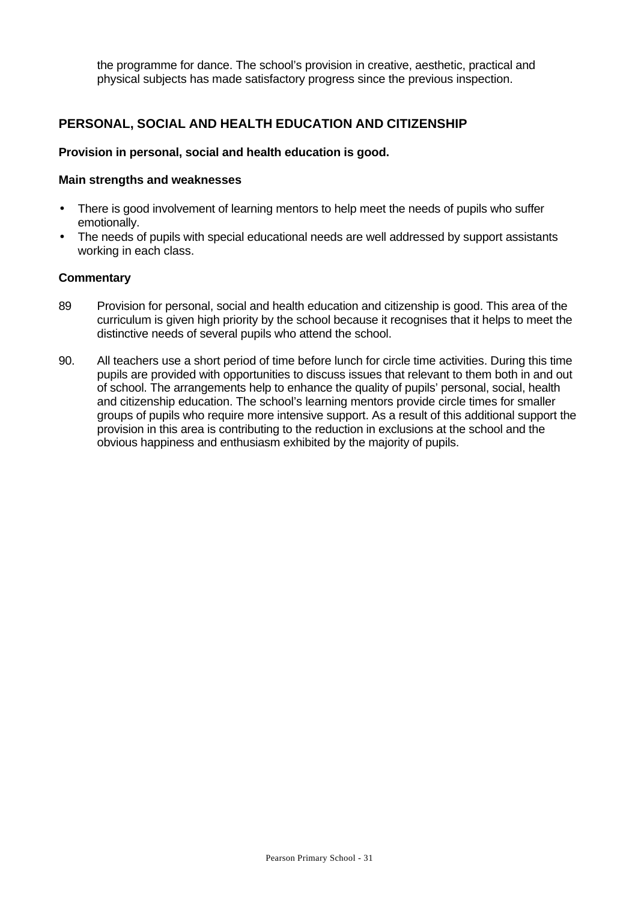the programme for dance. The school's provision in creative, aesthetic, practical and physical subjects has made satisfactory progress since the previous inspection.

## PERSONAL, SOCIAL AND HEALTH EDUCATION AND CITIZENSHIP

**Provision in personal, social and health education is good.**

**Main strengths and weaknesses**

- There is good involvement of learning mentors to help meet the needs of pupils who suffer emotionally.
- The needs of pupils with special educational needs are well addressed by support assistants working in each class.

**Commentary**

89 Provision for personal, social and health education and citizenship is good. This area of the curriculum is given high priority by the school because it recognises that it helps to meet the distinctive needs of several pupils who attend the school.

90. All teachers use a short period of time before lunch for circle time activities. During this time pupils are provided with opportunities to discuss issues that relevant to them both in and out of school. The arrangements help to enhance the quality of pupils' personal, social, health and citizenship education. The school's learning mentors provide circle times for smaller groups of pupils who require more intensive support. As a result of this additional support the provision in this area is contributing to the reduction in exclusions at the school and the obvious happiness and enthusiasm exhibited by the majority of pupils.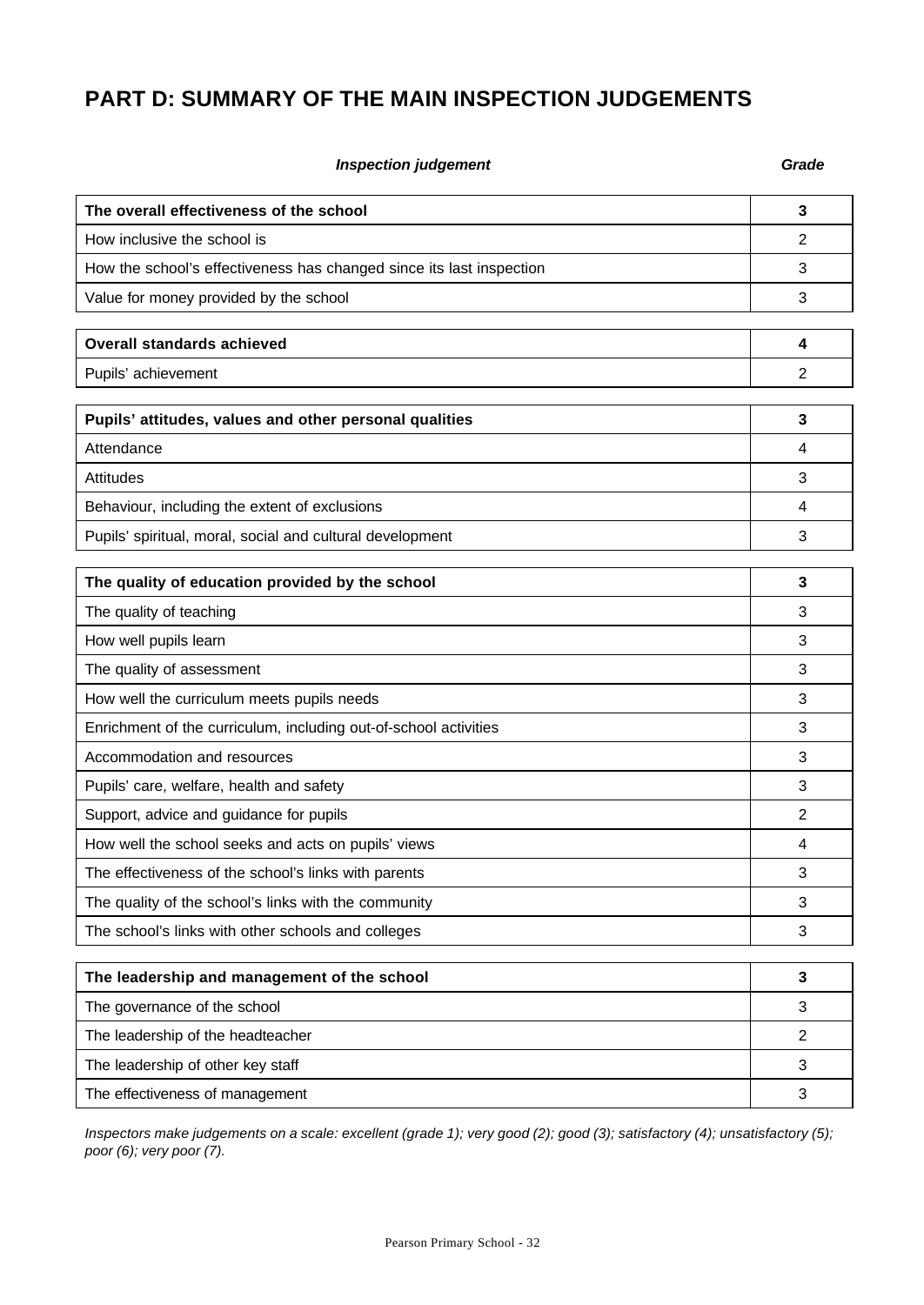# PART D: SUMMARY OF THE MAIN INSPECTION JUDGEMENTS

| *Inspection judgement* | *Grade* |
|---|---|
| **The overall effectiveness of the school** | **3** |
| How inclusive the school is | 2 |
| How the school's effectiveness has changed since its last inspection | 3 |
| Value for money provided by the school | 3 |
| **Overall standards achieved** | **4** |
| Pupils' achievement | 2 |
| **Pupils' attitudes, values and other personal qualities** | **3** |
| Attendance | 4 |
| Attitudes | 3 |
| Behaviour, including the extent of exclusions | 4 |
| Pupils' spiritual, moral, social and cultural development | 3 |
| **The quality of education provided by the school** | **3** |
| The quality of teaching | 3 |
| How well pupils learn | 3 |
| The quality of assessment | 3 |
| How well the curriculum meets pupils needs | 3 |
| Enrichment of the curriculum, including out-of-school activities | 3 |
| Accommodation and resources | 3 |
| Pupils' care, welfare, health and safety | 3 |
| Support, advice and guidance for pupils | 2 |
| How well the school seeks and acts on pupils' views | 4 |
| The effectiveness of the school's links with parents | 3 |
| The quality of the school's links with the community | 3 |
| The school's links with other schools and colleges | 3 |
| **The leadership and management of the school** | **3** |
| The governance of the school | 3 |
| The leadership of the headteacher | 2 |
| The leadership of other key staff | 3 |
| The effectiveness of management | 3 |

*Inspectors make judgements on a scale: excellent (grade 1); very good (2); good (3); satisfactory (4); unsatisfactory (5); poor (6); very poor (7).*